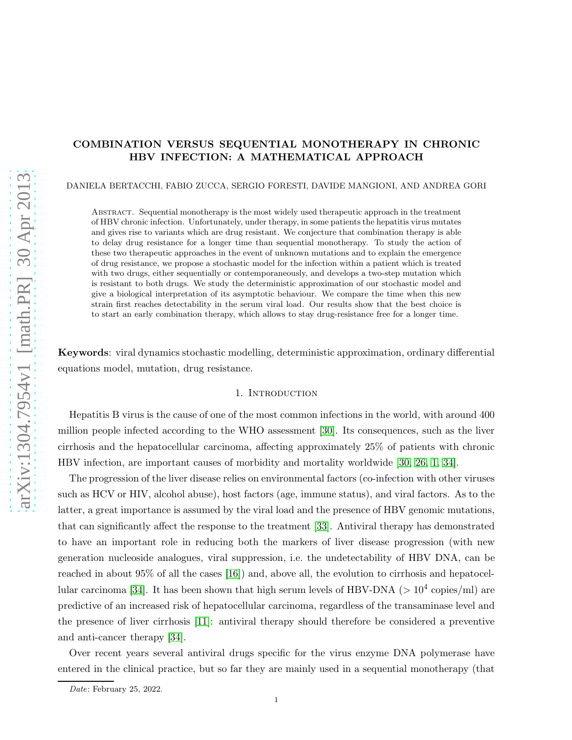# COMBINATION VERSUS SEQUENTIAL MONOTHERAPY IN CHRONIC HBV INFECTION: A MATHEMATICAL APPROACH

DANIELA BERTACCHI, FABIO ZUCCA, SERGIO FORESTI, DAVIDE MANGIONI, AND ANDREA GORI

Abstract. Sequential monotherapy is the most widely used therapeutic approach in the treatment of HBV chronic infection. Unfortunately, under therapy, in some patients the hepatitis virus mutates and gives rise to variants which are drug resistant. We conjecture that combination therapy is able to delay drug resistance for a longer time than sequential monotherapy. To study the action of these two therapeutic approaches in the event of unknown mutations and to explain the emergence of drug resistance, we propose a stochastic model for the infection within a patient which is treated with two drugs, either sequentially or contemporaneously, and develops a two-step mutation which is resistant to both drugs. We study the deterministic approximation of our stochastic model and give a biological interpretation of its asymptotic behaviour. We compare the time when this new strain first reaches detectability in the serum viral load. Our results show that the best choice is to start an early combination therapy, which allows to stay drug-resistance free for a longer time.

**Keywords**: viral dynamics stochastic modelling, deterministic approximation, ordinary differential equations model, mutation, drug resistance.

## 1. Introduction

Hepatitis B virus is the cause of one of the most common infections in the world, with around 400 million people infected according to the WHO assessment [30]. Its consequences, such as the liver cirrhosis and the hepatocellular carcinoma, affecting approximately 25% of patients with chronic HBV infection, are important causes of morbidity and mortality worldwide [30, 26, 1, 34].

The progression of the liver disease relies on environmental factors (co-infection with other viruses such as HCV or HIV, alcohol abuse), host factors (age, immune status), and viral factors. As to the latter, a great importance is assumed by the viral load and the presence of HBV genomic mutations, that can significantly affect the response to the treatment [33]. Antiviral therapy has demonstrated to have an important role in reducing both the markers of liver disease progression (with new generation nucleoside analogues, viral suppression, i.e. the undetectability of HBV DNA, can be reached in about 95% of all the cases [16]) and, above all, the evolution to cirrhosis and hepatocellular carcinoma [34]. It has been shown that high serum levels of HBV-DNA ($> 10^4$ copies/ml) are predictive of an increased risk of hepatocellular carcinoma, regardless of the transaminase level and the presence of liver cirrhosis [11]: antiviral therapy should therefore be considered a preventive and anti-cancer therapy [34].

Over recent years several antiviral drugs specific for the virus enzyme DNA polymerase have entered in the clinical practice, but so far they are mainly used in a sequential monotherapy (that

*Date*: February 25, 2022.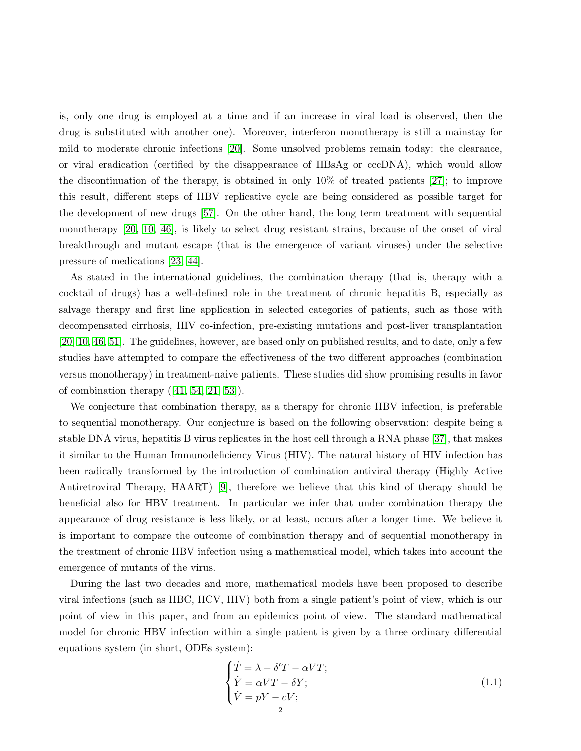is, only one drug is employed at a time and if an increase in viral load is observed, then the drug is substituted with another one). Moreover, interferon monotherapy is still a mainstay for mild to moderate chronic infections [20]. Some unsolved problems remain today: the clearance, or viral eradication (certified by the disappearance of HBsAg or cccDNA), which would allow the discontinuation of the therapy, is obtained in only 10% of treated patients [27]; to improve this result, different steps of HBV replicative cycle are being considered as possible target for the development of new drugs [57]. On the other hand, the long term treatment with sequential monotherapy [20, 10, 46], is likely to select drug resistant strains, because of the onset of viral breakthrough and mutant escape (that is the emergence of variant viruses) under the selective pressure of medications [23, 44].

As stated in the international guidelines, the combination therapy (that is, therapy with a cocktail of drugs) has a well-defined role in the treatment of chronic hepatitis B, especially as salvage therapy and first line application in selected categories of patients, such as those with decompensated cirrhosis, HIV co-infection, pre-existing mutations and post-liver transplantation [20, 10, 46, 51]. The guidelines, however, are based only on published results, and to date, only a few studies have attempted to compare the effectiveness of the two different approaches (combination versus monotherapy) in treatment-naive patients. These studies did show promising results in favor of combination therapy ([41, 54, 21, 53]).

We conjecture that combination therapy, as a therapy for chronic HBV infection, is preferable to sequential monotherapy. Our conjecture is based on the following observation: despite being a stable DNA virus, hepatitis B virus replicates in the host cell through a RNA phase [37], that makes it similar to the Human Immunodeficiency Virus (HIV). The natural history of HIV infection has been radically transformed by the introduction of combination antiviral therapy (Highly Active Antiretroviral Therapy, HAART) [9], therefore we believe that this kind of therapy should be beneficial also for HBV treatment. In particular we infer that under combination therapy the appearance of drug resistance is less likely, or at least, occurs after a longer time. We believe it is important to compare the outcome of combination therapy and of sequential monotherapy in the treatment of chronic HBV infection using a mathematical model, which takes into account the emergence of mutants of the virus.

During the last two decades and more, mathematical models have been proposed to describe viral infections (such as HBC, HCV, HIV) both from a single patient's point of view, which is our point of view in this paper, and from an epidemics point of view. The standard mathematical model for chronic HBV infection within a single patient is given by a three ordinary differential equations system (in short, ODEs system):

$$
\begin{cases}
\dot{T} = \lambda - \delta' T - \alpha V T; \\
\dot{Y} = \alpha V T - \delta Y; \\
\dot{V} = pY - cV;
\end{cases}
\tag{1.1}
$$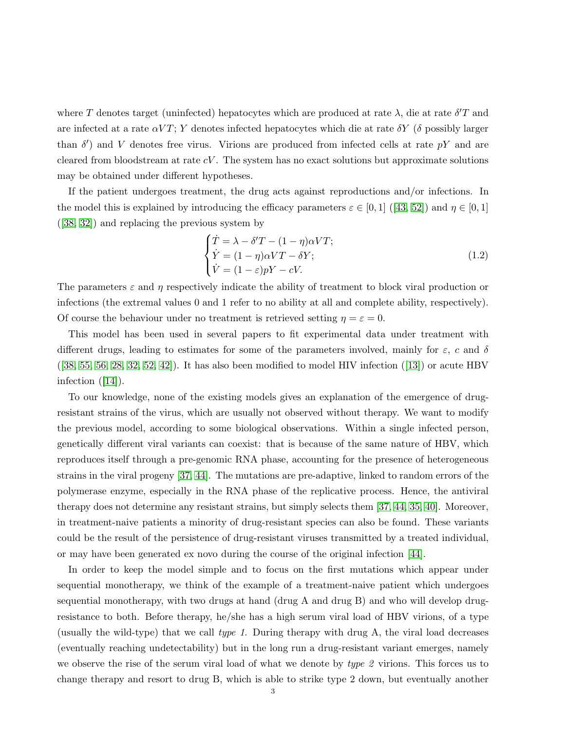where $T$ denotes target (uninfected) hepatocytes which are produced at rate $\lambda$, die at rate $\delta' T$ and are infected at a rate $\alpha VT$; $Y$ denotes infected hepatocytes which die at rate $\delta Y$ ($\delta$ possibly larger than $\delta'$) and $V$ denotes free virus. Virions are produced from infected cells at rate $pY$ and are cleared from bloodstream at rate $cV$. The system has no exact solutions but approximate solutions may be obtained under different hypotheses.

If the patient undergoes treatment, the drug acts against reproductions and/or infections. In the model this is explained by introducing the efficacy parameters $\varepsilon \in [0, 1]$ ([43, 52]) and $\eta \in [0, 1]$ ([38, 32]) and replacing the previous system by

$$
\begin{cases}
\dot{T} = \lambda - \delta' T - (1-\eta)\alpha VT; \\
\dot{Y} = (1-\eta)\alpha VT - \delta Y; \\
\dot{V} = (1-\varepsilon)pY - cV.
\end{cases}
\tag{1.2}
$$

The parameters $\varepsilon$ and $\eta$ respectively indicate the ability of treatment to block viral production or infections (the extremal values 0 and 1 refer to no ability at all and complete ability, respectively). Of course the behaviour under no treatment is retrieved setting $\eta = \varepsilon = 0$.

This model has been used in several papers to fit experimental data under treatment with different drugs, leading to estimates for some of the parameters involved, mainly for $\varepsilon$, $c$ and $\delta$ ([38, 55, 56, 28, 32, 52, 42]). It has also been modified to model HIV infection ([13]) or acute HBV infection ([14]).

To our knowledge, none of the existing models gives an explanation of the emergence of drug-resistant strains of the virus, which are usually not observed without therapy. We want to modify the previous model, according to some biological observations. Within a single infected person, genetically different viral variants can coexist: that is because of the same nature of HBV, which reproduces itself through a pre-genomic RNA phase, accounting for the presence of heterogeneous strains in the viral progeny [37, 44]. The mutations are pre-adaptive, linked to random errors of the polymerase enzyme, especially in the RNA phase of the replicative process. Hence, the antiviral therapy does not determine any resistant strains, but simply selects them [37, 44, 35, 40]. Moreover, in treatment-naive patients a minority of drug-resistant species can also be found. These variants could be the result of the persistence of drug-resistant viruses transmitted by a treated individual, or may have been generated ex novo during the course of the original infection [44].

In order to keep the model simple and to focus on the first mutations which appear under sequential monotherapy, we think of the example of a treatment-naive patient which undergoes sequential monotherapy, with two drugs at hand (drug A and drug B) and who will develop drug-resistance to both. Before therapy, he/she has a high serum viral load of HBV virions, of a type (usually the wild-type) that we call *type 1*. During therapy with drug A, the viral load decreases (eventually reaching undetectability) but in the long run a drug-resistant variant emerges, namely we observe the rise of the serum viral load of what we denote by *type 2* virions. This forces us to change therapy and resort to drug B, which is able to strike type 2 down, but eventually another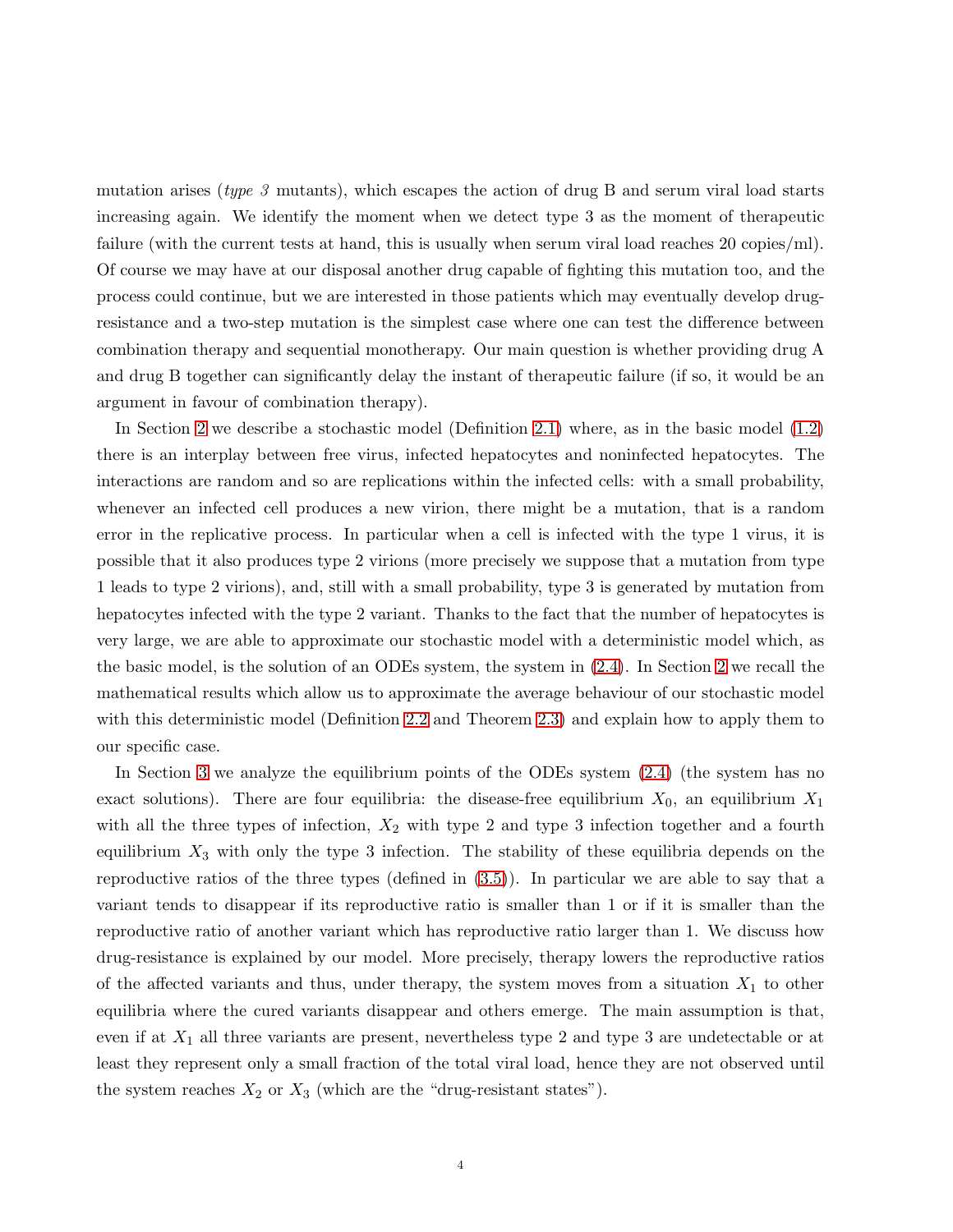mutation arises (*type 3* mutants), which escapes the action of drug B and serum viral load starts increasing again. We identify the moment when we detect type 3 as the moment of therapeutic failure (with the current tests at hand, this is usually when serum viral load reaches 20 copies/ml). Of course we may have at our disposal another drug capable of fighting this mutation too, and the process could continue, but we are interested in those patients which may eventually develop drug-resistance and a two-step mutation is the simplest case where one can test the difference between combination therapy and sequential monotherapy. Our main question is whether providing drug A and drug B together can significantly delay the instant of therapeutic failure (if so, it would be an argument in favour of combination therapy).

In Section 2 we describe a stochastic model (Definition 2.1) where, as in the basic model (1.2) there is an interplay between free virus, infected hepatocytes and noninfected hepatocytes. The interactions are random and so are replications within the infected cells: with a small probability, whenever an infected cell produces a new virion, there might be a mutation, that is a random error in the replicative process. In particular when a cell is infected with the type 1 virus, it is possible that it also produces type 2 virions (more precisely we suppose that a mutation from type 1 leads to type 2 virions), and, still with a small probability, type 3 is generated by mutation from hepatocytes infected with the type 2 variant. Thanks to the fact that the number of hepatocytes is very large, we are able to approximate our stochastic model with a deterministic model which, as the basic model, is the solution of an ODEs system, the system in (2.4). In Section 2 we recall the mathematical results which allow us to approximate the average behaviour of our stochastic model with this deterministic model (Definition 2.2 and Theorem 2.3) and explain how to apply them to our specific case.

In Section 3 we analyze the equilibrium points of the ODEs system (2.4) (the system has no exact solutions). There are four equilibria: the disease-free equilibrium $X_0$, an equilibrium $X_1$ with all the three types of infection, $X_2$ with type 2 and type 3 infection together and a fourth equilibrium $X_3$ with only the type 3 infection. The stability of these equilibria depends on the reproductive ratios of the three types (defined in (3.5)). In particular we are able to say that a variant tends to disappear if its reproductive ratio is smaller than 1 or if it is smaller than the reproductive ratio of another variant which has reproductive ratio larger than 1. We discuss how drug-resistance is explained by our model. More precisely, therapy lowers the reproductive ratios of the affected variants and thus, under therapy, the system moves from a situation $X_1$ to other equilibria where the cured variants disappear and others emerge. The main assumption is that, even if at $X_1$ all three variants are present, nevertheless type 2 and type 3 are undetectable or at least they represent only a small fraction of the total viral load, hence they are not observed until the system reaches $X_2$ or $X_3$ (which are the "drug-resistant states").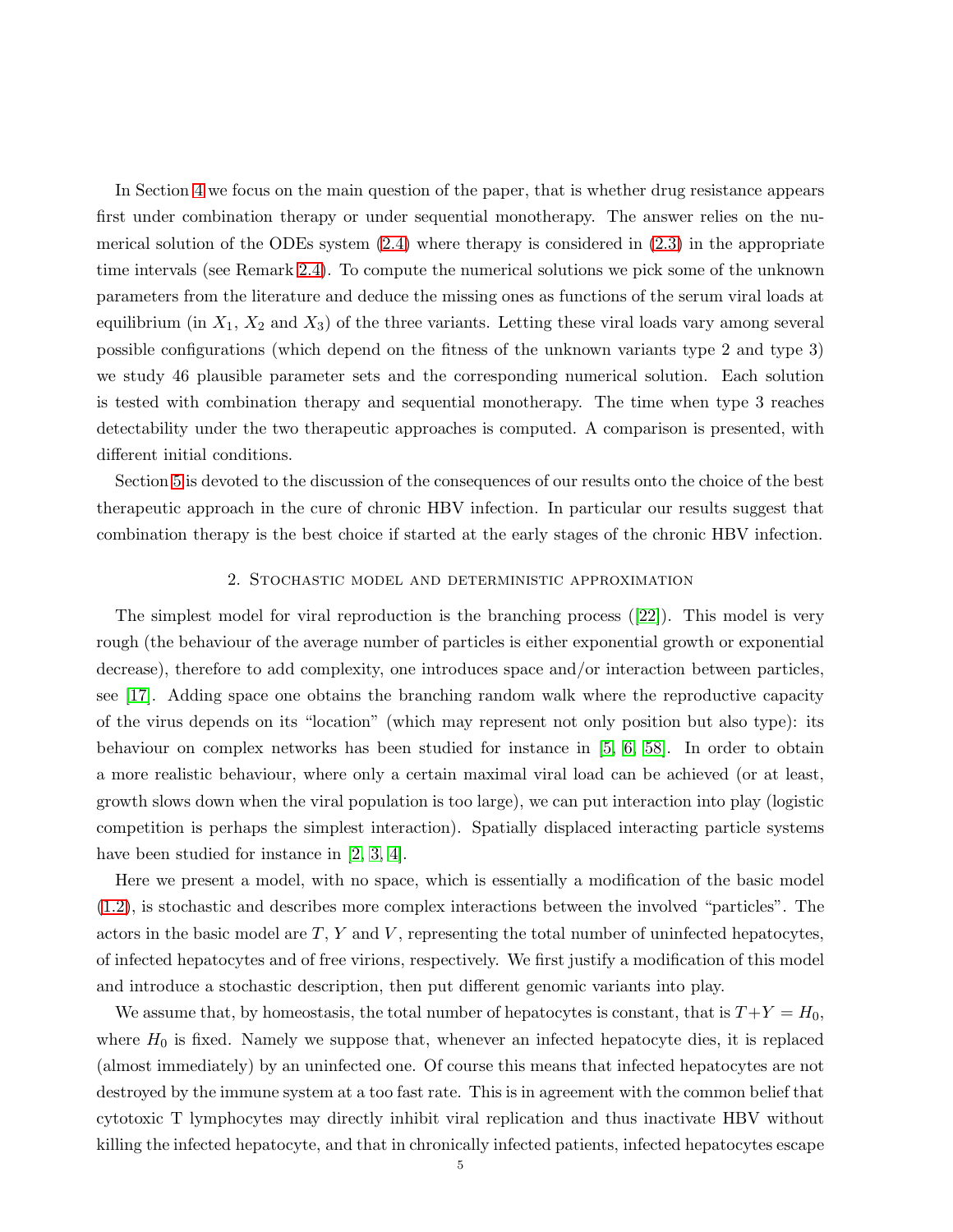In Section 4 we focus on the main question of the paper, that is whether drug resistance appears first under combination therapy or under sequential monotherapy. The answer relies on the numerical solution of the ODEs system (2.4) where therapy is considered in (2.3) in the appropriate time intervals (see Remark 2.4). To compute the numerical solutions we pick some of the unknown parameters from the literature and deduce the missing ones as functions of the serum viral loads at equilibrium (in $X_1$, $X_2$ and $X_3$) of the three variants. Letting these viral loads vary among several possible configurations (which depend on the fitness of the unknown variants type 2 and type 3) we study 46 plausible parameter sets and the corresponding numerical solution. Each solution is tested with combination therapy and sequential monotherapy. The time when type 3 reaches detectability under the two therapeutic approaches is computed. A comparison is presented, with different initial conditions.

Section 5 is devoted to the discussion of the consequences of our results onto the choice of the best therapeutic approach in the cure of chronic HBV infection. In particular our results suggest that combination therapy is the best choice if started at the early stages of the chronic HBV infection.

## 2. Stochastic model and deterministic approximation

The simplest model for viral reproduction is the branching process ([22]). This model is very rough (the behaviour of the average number of particles is either exponential growth or exponential decrease), therefore to add complexity, one introduces space and/or interaction between particles, see [17]. Adding space one obtains the branching random walk where the reproductive capacity of the virus depends on its "location" (which may represent not only position but also type): its behaviour on complex networks has been studied for instance in [5, 6, 58]. In order to obtain a more realistic behaviour, where only a certain maximal viral load can be achieved (or at least, growth slows down when the viral population is too large), we can put interaction into play (logistic competition is perhaps the simplest interaction). Spatially displaced interacting particle systems have been studied for instance in [2, 3, 4].

Here we present a model, with no space, which is essentially a modification of the basic model (1.2), is stochastic and describes more complex interactions between the involved "particles". The actors in the basic model are $T$, $Y$ and $V$, representing the total number of uninfected hepatocytes, of infected hepatocytes and of free virions, respectively. We first justify a modification of this model and introduce a stochastic description, then put different genomic variants into play.

We assume that, by homeostasis, the total number of hepatocytes is constant, that is $T+Y = H_0$, where $H_0$ is fixed. Namely we suppose that, whenever an infected hepatocyte dies, it is replaced (almost immediately) by an uninfected one. Of course this means that infected hepatocytes are not destroyed by the immune system at a too fast rate. This is in agreement with the common belief that cytotoxic T lymphocytes may directly inhibit viral replication and thus inactivate HBV without killing the infected hepatocyte, and that in chronically infected patients, infected hepatocytes escape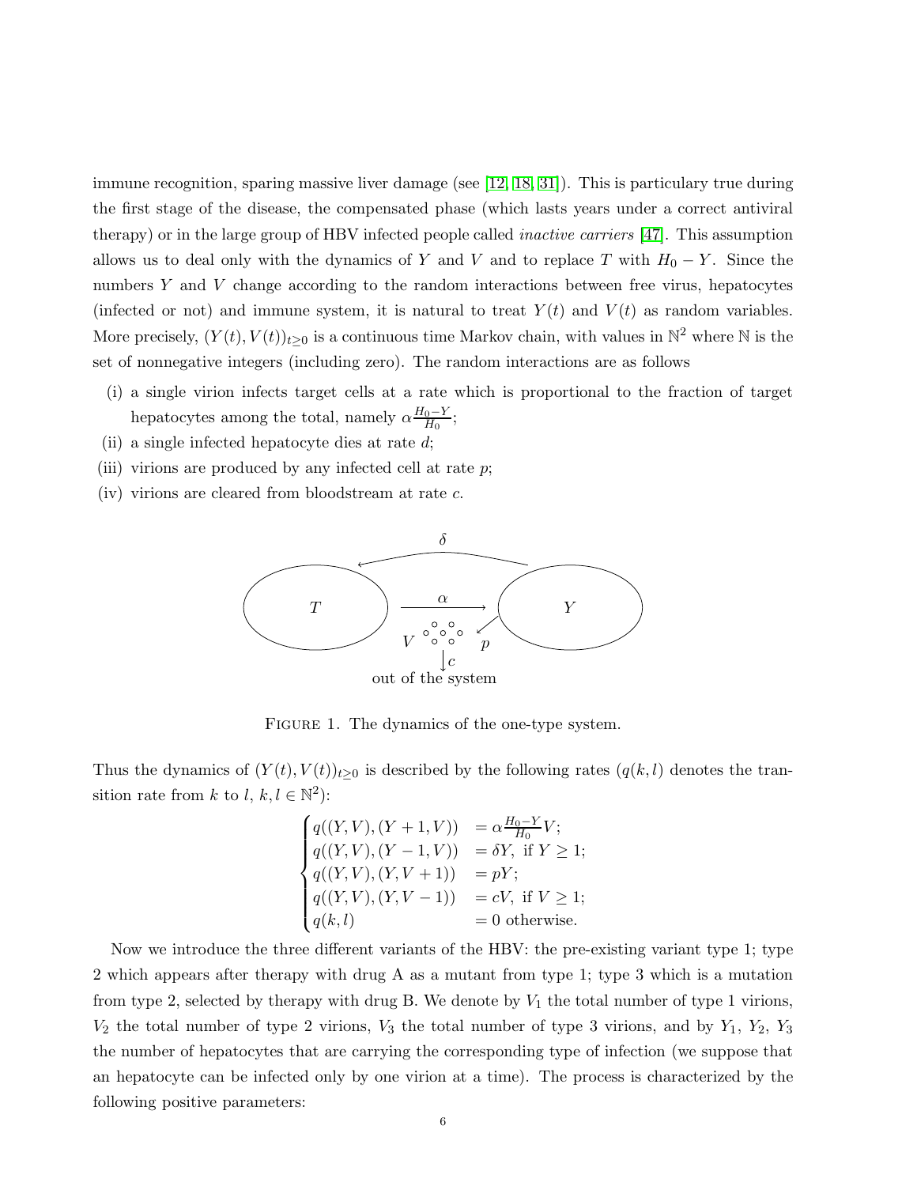immune recognition, sparing massive liver damage (see [12, 18, 31]). This is particulary true during the first stage of the disease, the compensated phase (which lasts years under a correct antiviral therapy) or in the large group of HBV infected people called *inactive carriers* [47]. This assumption allows us to deal only with the dynamics of $Y$ and $V$ and to replace $T$ with $H_0 - Y$. Since the numbers $Y$ and $V$ change according to the random interactions between free virus, hepatocytes (infected or not) and immune system, it is natural to treat $Y(t)$ and $V(t)$ as random variables. More precisely, $(Y(t), V(t))_{t\geq 0}$ is a continuous time Markov chain, with values in $\mathbb{N}^2$ where $\mathbb{N}$ is the set of nonnegative integers (including zero). The random interactions are as follows

(i) a single virion infects target cells at a rate which is proportional to the fraction of target hepatocytes among the total, namely $\alpha \frac{H_0 - Y}{H_0}$;
(ii) a single infected hepatocyte dies at rate $d$;
(iii) virions are produced by any infected cell at rate $p$;
(iv) virions are cleared from bloodstream at rate $c$.

FIGURE 1. The dynamics of the one-type system.

Thus the dynamics of $(Y(t), V(t))_{t\geq 0}$ is described by the following rates ($q(k,l)$ denotes the transition rate from $k$ to $l$, $k, l \in \mathbb{N}^2$):

$$
\begin{cases}
q((Y,V),(Y+1,V)) & = \alpha \frac{H_0 - Y}{H_0} V; \\
q((Y,V),(Y-1,V)) & = \delta Y, \text{ if } Y \geq 1; \\
q((Y,V),(Y,V+1)) & = pY; \\
q((Y,V),(Y,V-1)) & = cV, \text{ if } V \geq 1; \\
q(k,l) & = 0 \text{ otherwise.}
\end{cases}
$$

Now we introduce the three different variants of the HBV: the pre-existing variant type 1; type 2 which appears after therapy with drug A as a mutant from type 1; type 3 which is a mutation from type 2, selected by therapy with drug B. We denote by $V_1$ the total number of type 1 virions, $V_2$ the total number of type 2 virions, $V_3$ the total number of type 3 virions, and by $Y_1$, $Y_2$, $Y_3$ the number of hepatocytes that are carrying the corresponding type of infection (we suppose that an hepatocyte can be infected only by one virion at a time). The process is characterized by the following positive parameters: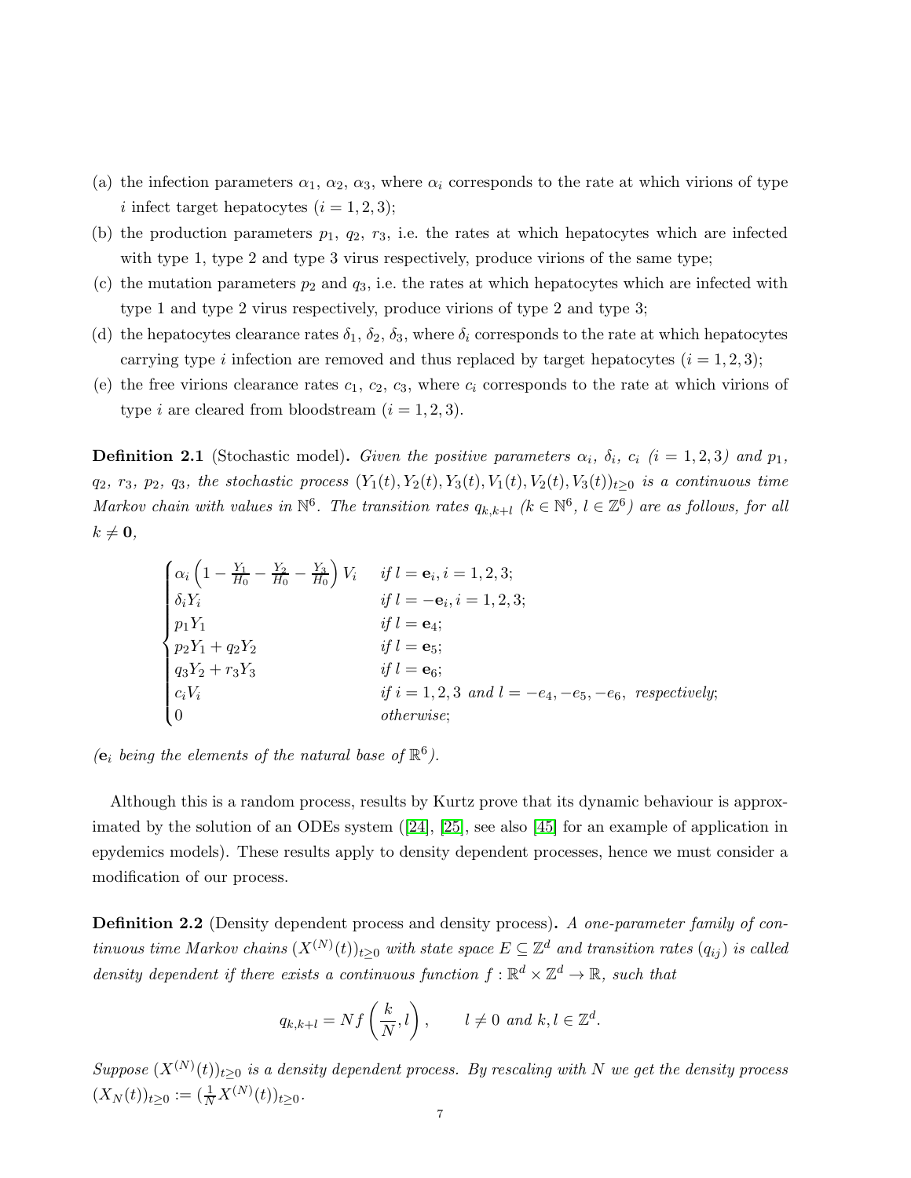(a) the infection parameters $\alpha_1$, $\alpha_2$, $\alpha_3$, where $\alpha_i$ corresponds to the rate at which virions of type $i$ infect target hepatocytes ($i = 1, 2, 3$);

(b) the production parameters $p_1$, $q_2$, $r_3$, i.e. the rates at which hepatocytes which are infected with type 1, type 2 and type 3 virus respectively, produce virions of the same type;

(c) the mutation parameters $p_2$ and $q_3$, i.e. the rates at which hepatocytes which are infected with type 1 and type 2 virus respectively, produce virions of type 2 and type 3;

(d) the hepatocytes clearance rates $\delta_1$, $\delta_2$, $\delta_3$, where $\delta_i$ corresponds to the rate at which hepatocytes carrying type $i$ infection are removed and thus replaced by target hepatocytes ($i = 1, 2, 3$);

(e) the free virions clearance rates $c_1$, $c_2$, $c_3$, where $c_i$ corresponds to the rate at which virions of type $i$ are cleared from bloodstream ($i = 1, 2, 3$).

**Definition 2.1** (Stochastic model)**.** *Given the positive parameters $\alpha_i$, $\delta_i$, $c_i$ ($i = 1, 2, 3$) and $p_1$, $q_2$, $r_3$, $p_2$, $q_3$, the stochastic process $(Y_1(t), Y_2(t), Y_3(t), V_1(t), V_2(t), V_3(t))_{t\geq 0}$ is a continuous time Markov chain with values in $\mathbb{N}^6$. The transition rates $q_{k,k+l}$ ($k \in \mathbb{N}^6$, $l \in \mathbb{Z}^6$) are as follows, for all $k \neq \mathbf{0}$,*

$$
\begin{cases}
\alpha_i \left(1 - \frac{Y_1}{H_0} - \frac{Y_2}{H_0} - \frac{Y_3}{H_0}\right) V_i & \text{if } l = \mathbf{e}_i, i = 1, 2, 3;\\
\delta_i Y_i & \text{if } l = -\mathbf{e}_i, i = 1, 2, 3;\\
p_1 Y_1 & \text{if } l = \mathbf{e}_4;\\
p_2 Y_1 + q_2 Y_2 & \text{if } l = \mathbf{e}_5;\\
q_3 Y_2 + r_3 Y_3 & \text{if } l = \mathbf{e}_6;\\
c_i V_i & \text{if } i = 1, 2, 3 \text{ and } l = -e_4, -e_5, -e_6, \text{ respectively};\\
0 & \text{otherwise};
\end{cases}
$$

*($\mathbf{e}_i$ being the elements of the natural base of $\mathbb{R}^6$).*

Although this is a random process, results by Kurtz prove that its dynamic behaviour is approximated by the solution of an ODEs system ([24], [25], see also [45] for an example of application in epydemics models). These results apply to density dependent processes, hence we must consider a modification of our process.

**Definition 2.2** (Density dependent process and density process)**.** *A one-parameter family of continuous time Markov chains $(X^{(N)}(t))_{t\geq 0}$ with state space $E \subseteq \mathbb{Z}^d$ and transition rates $(q_{ij})$ is called density dependent if there exists a continuous function $f : \mathbb{R}^d \times \mathbb{Z}^d \to \mathbb{R}$, such that*

$$
q_{k,k+l} = N f\left(\frac{k}{N}, l\right), \qquad l \neq 0 \text{ and } k, l \in \mathbb{Z}^d.
$$

*Suppose $(X^{(N)}(t))_{t\geq 0}$ is a density dependent process. By rescaling with $N$ we get the density process $(X_N(t))_{t\geq 0} := (\frac{1}{N} X^{(N)}(t))_{t\geq 0}$.*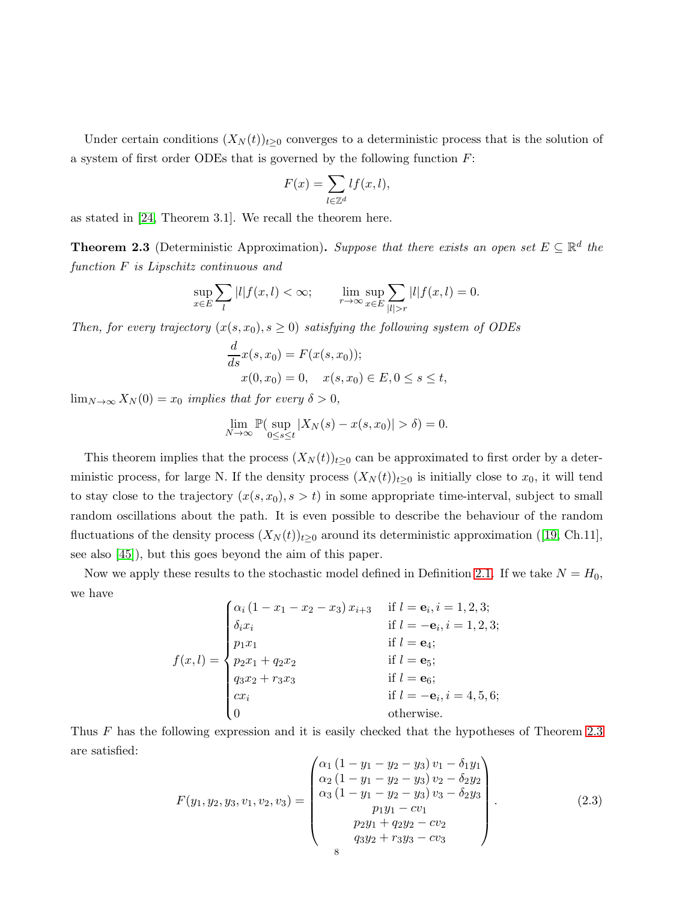Under certain conditions $(X_N(t))_{t\geq 0}$ converges to a deterministic process that is the solution of a system of first order ODEs that is governed by the following function $F$:

$$F(x) = \sum_{l\in\mathbb{Z}^d} l f(x,l),$$

as stated in [24, Theorem 3.1]. We recall the theorem here.

**Theorem 2.3** (Deterministic Approximation)**.** *Suppose that there exists an open set $E \subseteq \mathbb{R}^d$ the function $F$ is Lipschitz continuous and*

$$\sup_{x\in E} \sum_l |l| f(x,l) < \infty; \qquad \lim_{r\to\infty} \sup_{x\in E} \sum_{|l|>r} |l| f(x,l) = 0.$$

*Then, for every trajectory $(x(s,x_0), s \geq 0)$ satisfying the following system of ODEs*

$$\frac{d}{ds}x(s,x_0) = F(x(s,x_0));$$
$$x(0,x_0) = 0, \quad x(s,x_0) \in E, 0 \leq s \leq t,$$

*$\lim_{N\to\infty} X_N(0) = x_0$ implies that for every $\delta > 0$,*

$$\lim_{N\to\infty} \mathbb{P}(\sup_{0\leq s\leq t} |X_N(s) - x(s,x_0)| > \delta) = 0.$$

This theorem implies that the process $(X_N(t))_{t\geq 0}$ can be approximated to first order by a deterministic process, for large N. If the density process $(X_N(t))_{t\geq 0}$ is initially close to $x_0$, it will tend to stay close to the trajectory $(x(s,x_0), s > t)$ in some appropriate time-interval, subject to small random oscillations about the path. It is even possible to describe the behaviour of the random fluctuations of the density process $(X_N(t))_{t\geq 0}$ around its deterministic approximation ([19, Ch.11], see also [45]), but this goes beyond the aim of this paper.

Now we apply these results to the stochastic model defined in Definition 2.1. If we take $N = H_0$, we have

$$f(x,l) = \begin{cases} \alpha_i(1 - x_1 - x_2 - x_3)\, x_{i+3} & \text{if } l = \mathbf{e}_i, i = 1,2,3; \\ \delta_i x_i & \text{if } l = -\mathbf{e}_i, i = 1,2,3; \\ p_1 x_1 & \text{if } l = \mathbf{e}_4; \\ p_2 x_1 + q_2 x_2 & \text{if } l = \mathbf{e}_5; \\ q_3 x_2 + r_3 x_3 & \text{if } l = \mathbf{e}_6; \\ c x_i & \text{if } l = -\mathbf{e}_i, i = 4,5,6; \\ 0 & \text{otherwise.} \end{cases}$$

Thus $F$ has the following expression and it is easily checked that the hypotheses of Theorem 2.3 are satisfied:

$$F(y_1,y_2,y_3,v_1,v_2,v_3) = \begin{pmatrix} \alpha_1(1-y_1-y_2-y_3)\, v_1 - \delta_1 y_1 \\ \alpha_2(1-y_1-y_2-y_3)\, v_2 - \delta_2 y_2 \\ \alpha_3(1-y_1-y_2-y_3)\, v_3 - \delta_2 y_3 \\ p_1 y_1 - c v_1 \\ p_2 y_1 + q_2 y_2 - c v_2 \\ q_3 y_2 + r_3 y_3 - c v_3 \end{pmatrix}. \tag{2.3}$$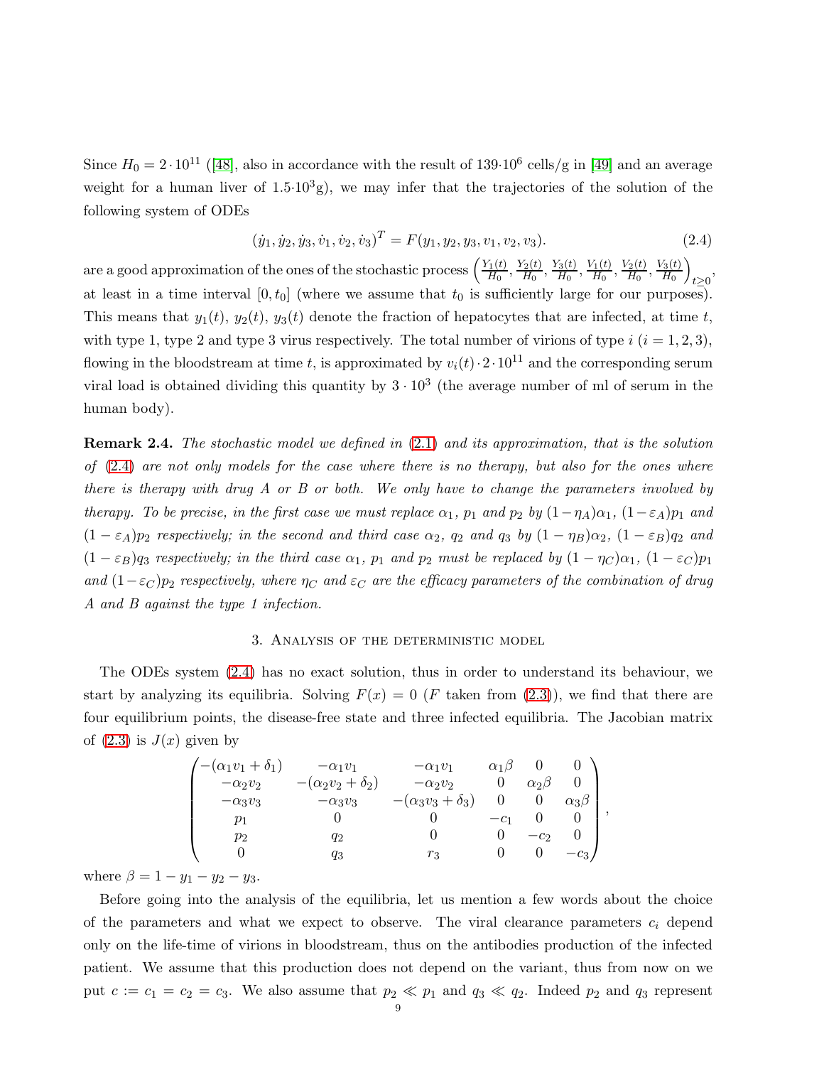Since $H_0 = 2 \cdot 10^{11}$ ([48], also in accordance with the result of $139 \cdot 10^6$ cells/g in [49] and an average weight for a human liver of $1.5 \cdot 10^3$g), we may infer that the trajectories of the solution of the following system of ODEs

$$(\dot{y}_1, \dot{y}_2, \dot{y}_3, \dot{v}_1, \dot{v}_2, \dot{v}_3)^T = F(y_1, y_2, y_3, v_1, v_2, v_3). \tag{2.4}$$

are a good approximation of the ones of the stochastic process $\left(\frac{Y_1(t)}{H_0}, \frac{Y_2(t)}{H_0}, \frac{Y_3(t)}{H_0}, \frac{V_1(t)}{H_0}, \frac{V_2(t)}{H_0}, \frac{V_3(t)}{H_0}\right)_{t\geq 0}$, at least in a time interval $[0, t_0]$ (where we assume that $t_0$ is sufficiently large for our purposes). This means that $y_1(t)$, $y_2(t)$, $y_3(t)$ denote the fraction of hepatocytes that are infected, at time $t$, with type 1, type 2 and type 3 virus respectively. The total number of virions of type $i$ ($i = 1, 2, 3$), flowing in the bloodstream at time $t$, is approximated by $v_i(t) \cdot 2 \cdot 10^{11}$ and the corresponding serum viral load is obtained dividing this quantity by $3 \cdot 10^3$ (the average number of ml of serum in the human body).

**Remark 2.4.** *The stochastic model we defined in (2.1) and its approximation, that is the solution of (2.4) are not only models for the case where there is no therapy, but also for the ones where there is therapy with drug A or B or both. We only have to change the parameters involved by therapy. To be precise, in the first case we must replace $\alpha_1$, $p_1$ and $p_2$ by $(1-\eta_A)\alpha_1$, $(1-\varepsilon_A)p_1$ and $(1-\varepsilon_A)p_2$ respectively; in the second and third case $\alpha_2$, $q_2$ and $q_3$ by $(1-\eta_B)\alpha_2$, $(1-\varepsilon_B)q_2$ and $(1-\varepsilon_B)q_3$ respectively; in the third case $\alpha_1$, $p_1$ and $p_2$ must be replaced by $(1-\eta_C)\alpha_1$, $(1-\varepsilon_C)p_1$ and $(1-\varepsilon_C)p_2$ respectively, where $\eta_C$ and $\varepsilon_C$ are the efficacy parameters of the combination of drug A and B against the type 1 infection.*

## 3. Analysis of the deterministic model

The ODEs system (2.4) has no exact solution, thus in order to understand its behaviour, we start by analyzing its equilibria. Solving $F(x) = 0$ ($F$ taken from (2.3)), we find that there are four equilibrium points, the disease-free state and three infected equilibria. The Jacobian matrix of (2.3) is $J(x)$ given by

$$\begin{pmatrix}
-(\alpha_1 v_1 + \delta_1) & -\alpha_1 v_1 & -\alpha_1 v_1 & \alpha_1\beta & 0 & 0 \\
-\alpha_2 v_2 & -(\alpha_2 v_2 + \delta_2) & -\alpha_2 v_2 & 0 & \alpha_2\beta & 0 \\
-\alpha_3 v_3 & -\alpha_3 v_3 & -(\alpha_3 v_3 + \delta_3) & 0 & 0 & \alpha_3\beta \\
p_1 & 0 & 0 & -c_1 & 0 & 0 \\
p_2 & q_2 & 0 & 0 & -c_2 & 0 \\
0 & q_3 & r_3 & 0 & 0 & -c_3
\end{pmatrix},$$

where $\beta = 1 - y_1 - y_2 - y_3$.

Before going into the analysis of the equilibria, let us mention a few words about the choice of the parameters and what we expect to observe. The viral clearance parameters $c_i$ depend only on the life-time of virions in bloodstream, thus on the antibodies production of the infected patient. We assume that this production does not depend on the variant, thus from now on we put $c := c_1 = c_2 = c_3$. We also assume that $p_2 \ll p_1$ and $q_3 \ll q_2$. Indeed $p_2$ and $q_3$ represent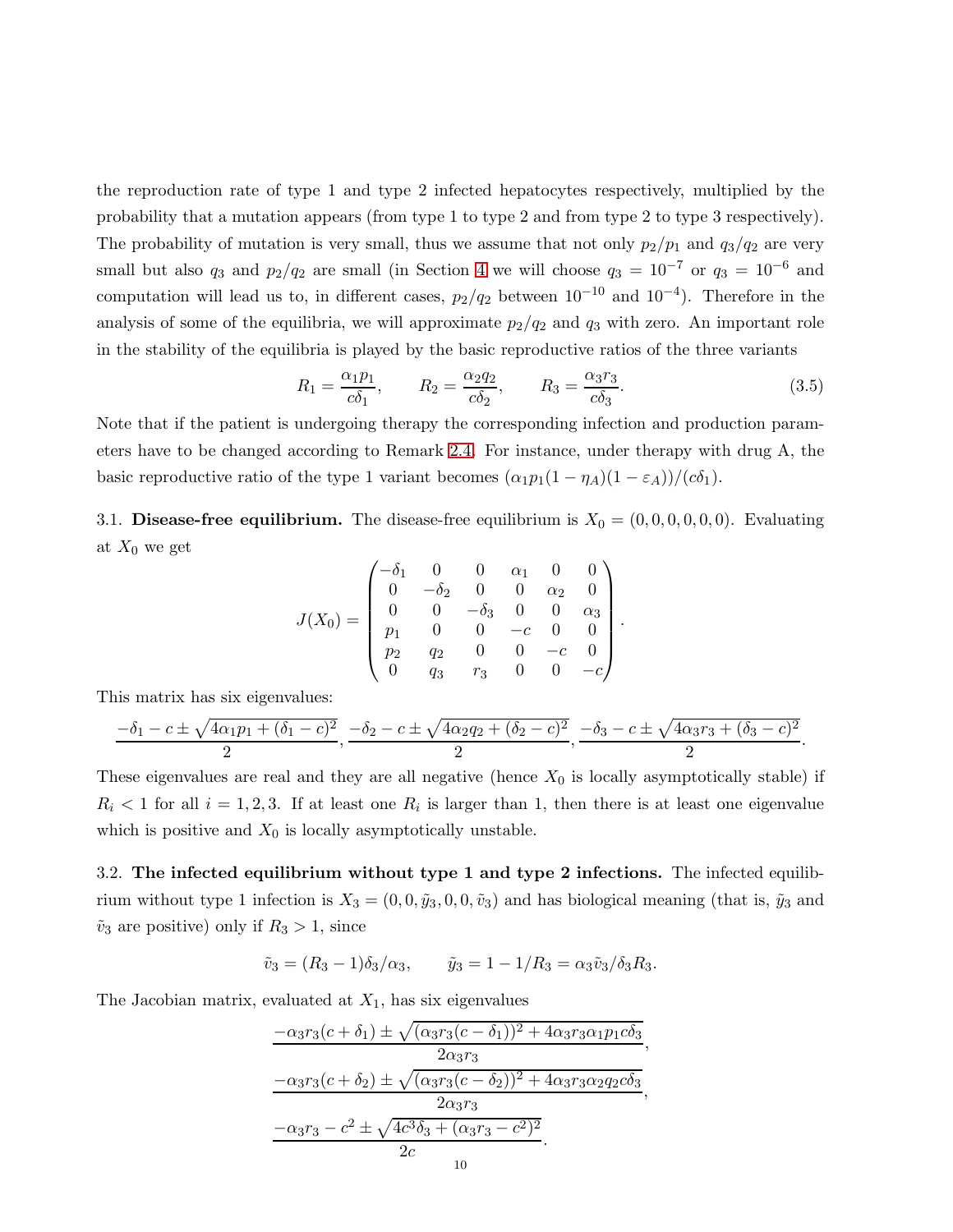the reproduction rate of type 1 and type 2 infected hepatocytes respectively, multiplied by the probability that a mutation appears (from type 1 to type 2 and from type 2 to type 3 respectively). The probability of mutation is very small, thus we assume that not only $p_2/p_1$ and $q_3/q_2$ are very small but also $q_3$ and $p_2/q_2$ are small (in Section 4 we will choose $q_3 = 10^{-7}$ or $q_3 = 10^{-6}$ and computation will lead us to, in different cases, $p_2/q_2$ between $10^{-10}$ and $10^{-4}$). Therefore in the analysis of some of the equilibria, we will approximate $p_2/q_2$ and $q_3$ with zero. An important role in the stability of the equilibria is played by the basic reproductive ratios of the three variants

$$R_1 = \frac{\alpha_1 p_1}{c\delta_1}, \qquad R_2 = \frac{\alpha_2 q_2}{c\delta_2}, \qquad R_3 = \frac{\alpha_3 r_3}{c\delta_3}. \tag{3.5}$$

Note that if the patient is undergoing therapy the corresponding infection and production parameters have to be changed according to Remark 2.4. For instance, under therapy with drug A, the basic reproductive ratio of the type 1 variant becomes $(\alpha_1 p_1(1-\eta_A)(1-\varepsilon_A))/(c\delta_1)$.

3.1. **Disease-free equilibrium.** The disease-free equilibrium is $X_0 = (0,0,0,0,0,0)$. Evaluating at $X_0$ we get

$$J(X_0) = \begin{pmatrix} -\delta_1 & 0 & 0 & \alpha_1 & 0 & 0 \\ 0 & -\delta_2 & 0 & 0 & \alpha_2 & 0 \\ 0 & 0 & -\delta_3 & 0 & 0 & \alpha_3 \\ p_1 & 0 & 0 & -c & 0 & 0 \\ p_2 & q_2 & 0 & 0 & -c & 0 \\ 0 & q_3 & r_3 & 0 & 0 & -c \end{pmatrix}.$$

This matrix has six eigenvalues:

$$\frac{-\delta_1 - c \pm \sqrt{4\alpha_1 p_1 + (\delta_1 - c)^2}}{2}, \frac{-\delta_2 - c \pm \sqrt{4\alpha_2 q_2 + (\delta_2 - c)^2}}{2}, \frac{-\delta_3 - c \pm \sqrt{4\alpha_3 r_3 + (\delta_3 - c)^2}}{2}.$$

These eigenvalues are real and they are all negative (hence $X_0$ is locally asymptotically stable) if $R_i < 1$ for all $i = 1,2,3$. If at least one $R_i$ is larger than 1, then there is at least one eigenvalue which is positive and $X_0$ is locally asymptotically unstable.

3.2. **The infected equilibrium without type 1 and type 2 infections.** The infected equilibrium without type 1 infection is $X_3 = (0,0,\tilde{y}_3,0,0,\tilde{v}_3)$ and has biological meaning (that is, $\tilde{y}_3$ and $\tilde{v}_3$ are positive) only if $R_3 > 1$, since

$$\tilde{v}_3 = (R_3 - 1)\delta_3/\alpha_3, \qquad \tilde{y}_3 = 1 - 1/R_3 = \alpha_3\tilde{v}_3/\delta_3 R_3.$$

The Jacobian matrix, evaluated at $X_1$, has six eigenvalues

$$\frac{-\alpha_3 r_3(c+\delta_1) \pm \sqrt{(\alpha_3 r_3(c-\delta_1))^2 + 4\alpha_3 r_3 \alpha_1 p_1 c\delta_3}}{2\alpha_3 r_3},$$

$$\frac{-\alpha_3 r_3(c+\delta_2) \pm \sqrt{(\alpha_3 r_3(c-\delta_2))^2 + 4\alpha_3 r_3 \alpha_2 q_2 c\delta_3}}{2\alpha_3 r_3},$$

$$\frac{-\alpha_3 r_3 - c^2 \pm \sqrt{4c^3\delta_3 + (\alpha_3 r_3 - c^2)^2}}{2c}.$$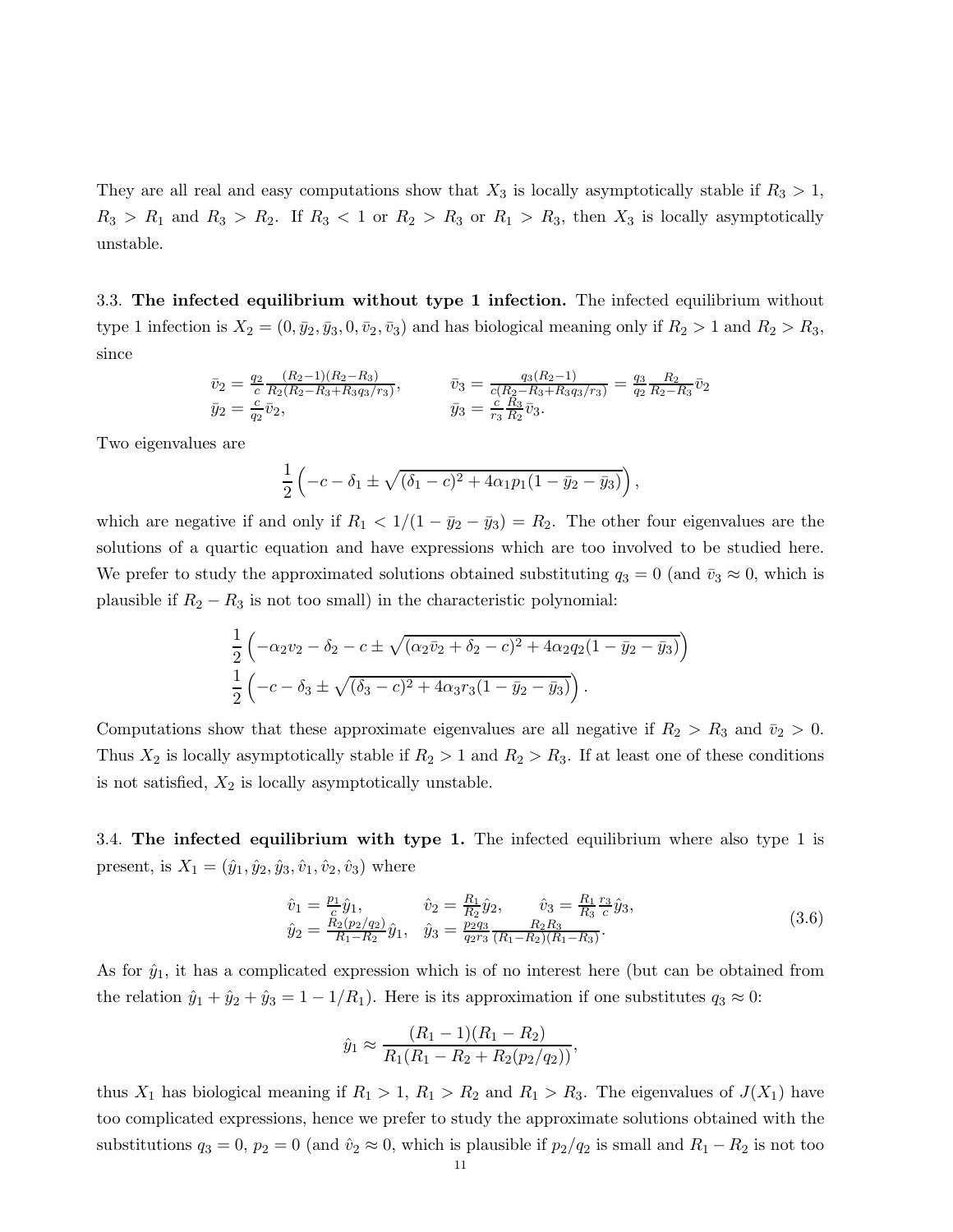They are all real and easy computations show that $X_3$ is locally asymptotically stable if $R_3 > 1$, $R_3 > R_1$ and $R_3 > R_2$. If $R_3 < 1$ or $R_2 > R_3$ or $R_1 > R_3$, then $X_3$ is locally asymptotically unstable.

3.3. **The infected equilibrium without type 1 infection.** The infected equilibrium without type 1 infection is $X_2 = (0, \bar{y}_2, \bar{y}_3, 0, \bar{v}_2, \bar{v}_3)$ and has biological meaning only if $R_2 > 1$ and $R_2 > R_3$, since

$$
\begin{array}{ll}
\bar{v}_2 = \frac{q_2}{c}\frac{(R_2-1)(R_2-R_3)}{R_2(R_2-R_3+R_3q_3/r_3)}, & \qquad \bar{v}_3 = \frac{q_3(R_2-1)}{c(R_2-R_3+R_3q_3/r_3)} = \frac{q_3}{q_2}\frac{R_2}{R_2-R_3}\bar{v}_2 \\
\bar{y}_2 = \frac{c}{q_2}\bar{v}_2, & \qquad \bar{y}_3 = \frac{c}{r_3}\frac{R_3}{R_2}\bar{v}_3.
\end{array}
$$

Two eigenvalues are

$$
\frac{1}{2}\left(-c-\delta_1 \pm \sqrt{(\delta_1-c)^2+4\alpha_1 p_1(1-\bar{y}_2-\bar{y}_3)}\right),
$$

which are negative if and only if $R_1 < 1/(1-\bar{y}_2-\bar{y}_3) = R_2$. The other four eigenvalues are the solutions of a quartic equation and have expressions which are too involved to be studied here. We prefer to study the approximated solutions obtained substituting $q_3 = 0$ (and $\bar{v}_3 \approx 0$, which is plausible if $R_2 - R_3$ is not too small) in the characteristic polynomial:

$$
\begin{array}{l}
\frac{1}{2}\left(-\alpha_2 v_2-\delta_2-c \pm \sqrt{(\alpha_2\bar{v}_2+\delta_2-c)^2+4\alpha_2 q_2(1-\bar{y}_2-\bar{y}_3)}\right) \\
\frac{1}{2}\left(-c-\delta_3 \pm \sqrt{(\delta_3-c)^2+4\alpha_3 r_3(1-\bar{y}_2-\bar{y}_3)}\right).
\end{array}
$$

Computations show that these approximate eigenvalues are all negative if $R_2 > R_3$ and $\bar{v}_2 > 0$. Thus $X_2$ is locally asymptotically stable if $R_2 > 1$ and $R_2 > R_3$. If at least one of these conditions is not satisfied, $X_2$ is locally asymptotically unstable.

3.4. **The infected equilibrium with type 1.** The infected equilibrium where also type 1 is present, is $X_1 = (\hat{y}_1, \hat{y}_2, \hat{y}_3, \hat{v}_1, \hat{v}_2, \hat{v}_3)$ where

$$
\begin{array}{lll}
\hat{v}_1 = \frac{p_1}{c}\hat{y}_1, & \quad \hat{v}_2 = \frac{R_1}{R_2}\hat{y}_2, & \quad \hat{v}_3 = \frac{R_1}{R_3}\frac{r_3}{c}\hat{y}_3, \\
\hat{y}_2 = \frac{R_2(p_2/q_2)}{R_1-R_2}\hat{y}_1, & \quad \hat{y}_3 = \frac{p_2 q_3}{q_2 r_3}\frac{R_2 R_3}{(R_1-R_2)(R_1-R_3)}. &
\end{array}
\tag{3.6}
$$

As for $\hat{y}_1$, it has a complicated expression which is of no interest here (but can be obtained from the relation $\hat{y}_1 + \hat{y}_2 + \hat{y}_3 = 1 - 1/R_1$). Here is its approximation if one substitutes $q_3 \approx 0$:

$$
\hat{y}_1 \approx \frac{(R_1-1)(R_1-R_2)}{R_1(R_1-R_2+R_2(p_2/q_2))},
$$

thus $X_1$ has biological meaning if $R_1 > 1$, $R_1 > R_2$ and $R_1 > R_3$. The eigenvalues of $J(X_1)$ have too complicated expressions, hence we prefer to study the approximate solutions obtained with the substitutions $q_3 = 0$, $p_2 = 0$ (and $\hat{v}_2 \approx 0$, which is plausible if $p_2/q_2$ is small and $R_1 - R_2$ is not too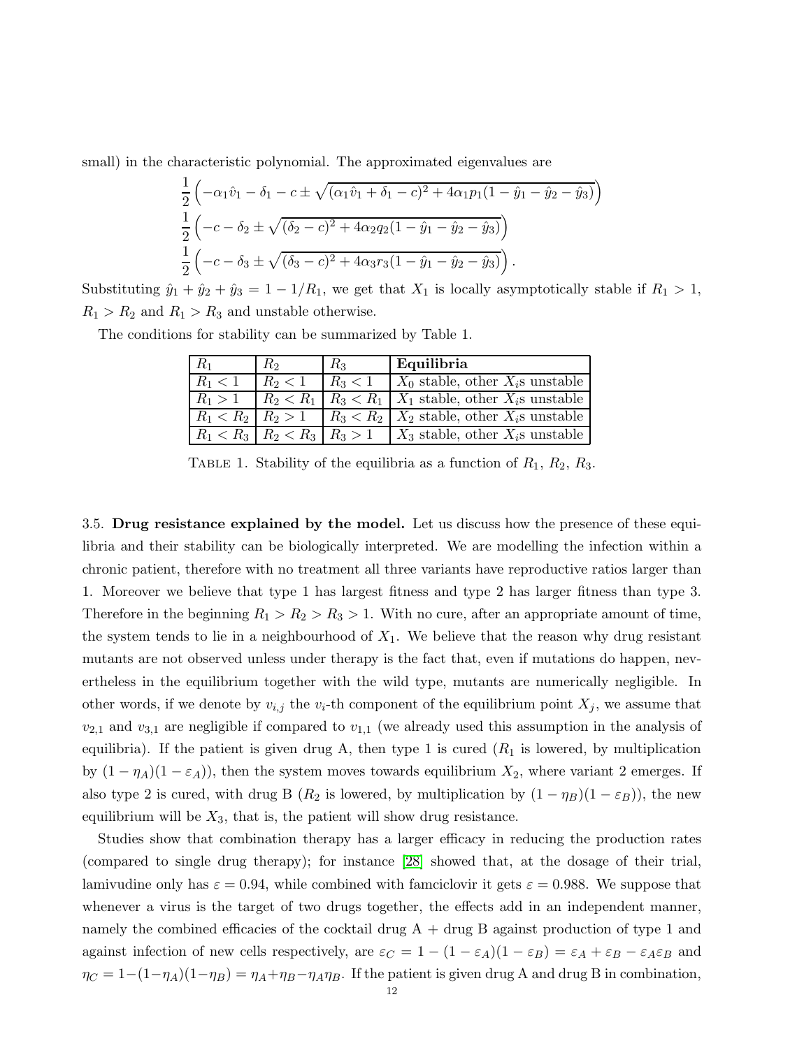small) in the characteristic polynomial. The approximated eigenvalues are

$$\frac{1}{2}\left(-\alpha_1\hat{v}_1 - \delta_1 - c \pm \sqrt{(\alpha_1\hat{v}_1 + \delta_1 - c)^2 + 4\alpha_1 p_1(1 - \hat{y}_1 - \hat{y}_2 - \hat{y}_3)}\right)$$
$$\frac{1}{2}\left(-c - \delta_2 \pm \sqrt{(\delta_2 - c)^2 + 4\alpha_2 q_2(1 - \hat{y}_1 - \hat{y}_2 - \hat{y}_3)}\right)$$
$$\frac{1}{2}\left(-c - \delta_3 \pm \sqrt{(\delta_3 - c)^2 + 4\alpha_3 r_3(1 - \hat{y}_1 - \hat{y}_2 - \hat{y}_3)}\right).$$

Substituting $\hat{y}_1 + \hat{y}_2 + \hat{y}_3 = 1 - 1/R_1$, we get that $X_1$ is locally asymptotically stable if $R_1 > 1$, $R_1 > R_2$ and $R_1 > R_3$ and unstable otherwise.

The conditions for stability can be summarized by Table 1.

| $R_1$ | $R_2$ | $R_3$ | **Equilibria** |
|---|---|---|---|
| $R_1 < 1$ | $R_2 < 1$ | $R_3 < 1$ | $X_0$ stable, other $X_i$s unstable |
| $R_1 > 1$ | $R_2 < R_1$ | $R_3 < R_1$ | $X_1$ stable, other $X_i$s unstable |
| $R_1 < R_2$ | $R_2 > 1$ | $R_3 < R_2$ | $X_2$ stable, other $X_i$s unstable |
| $R_1 < R_3$ | $R_2 < R_3$ | $R_3 > 1$ | $X_3$ stable, other $X_i$s unstable |

TABLE 1. Stability of the equilibria as a function of $R_1$, $R_2$, $R_3$.

3.5. **Drug resistance explained by the model.** Let us discuss how the presence of these equilibria and their stability can be biologically interpreted. We are modelling the infection within a chronic patient, therefore with no treatment all three variants have reproductive ratios larger than 1. Moreover we believe that type 1 has largest fitness and type 2 has larger fitness than type 3. Therefore in the beginning $R_1 > R_2 > R_3 > 1$. With no cure, after an appropriate amount of time, the system tends to lie in a neighbourhood of $X_1$. We believe that the reason why drug resistant mutants are not observed unless under therapy is the fact that, even if mutations do happen, nevertheless in the equilibrium together with the wild type, mutants are numerically negligible. In other words, if we denote by $v_{i,j}$ the $v_i$-th component of the equilibrium point $X_j$, we assume that $v_{2,1}$ and $v_{3,1}$ are negligible if compared to $v_{1,1}$ (we already used this assumption in the analysis of equilibria). If the patient is given drug A, then type 1 is cured ($R_1$ is lowered, by multiplication by $(1 - \eta_A)(1 - \varepsilon_A)$), then the system moves towards equilibrium $X_2$, where variant 2 emerges. If also type 2 is cured, with drug B ($R_2$ is lowered, by multiplication by $(1 - \eta_B)(1 - \varepsilon_B)$), the new equilibrium will be $X_3$, that is, the patient will show drug resistance.

Studies show that combination therapy has a larger efficacy in reducing the production rates (compared to single drug therapy); for instance [28] showed that, at the dosage of their trial, lamivudine only has $\varepsilon = 0.94$, while combined with famciclovir it gets $\varepsilon = 0.988$. We suppose that whenever a virus is the target of two drugs together, the effects add in an independent manner, namely the combined efficacies of the cocktail drug A + drug B against production of type 1 and against infection of new cells respectively, are $\varepsilon_C = 1 - (1 - \varepsilon_A)(1 - \varepsilon_B) = \varepsilon_A + \varepsilon_B - \varepsilon_A\varepsilon_B$ and $\eta_C = 1 - (1 - \eta_A)(1 - \eta_B) = \eta_A + \eta_B - \eta_A\eta_B$. If the patient is given drug A and drug B in combination,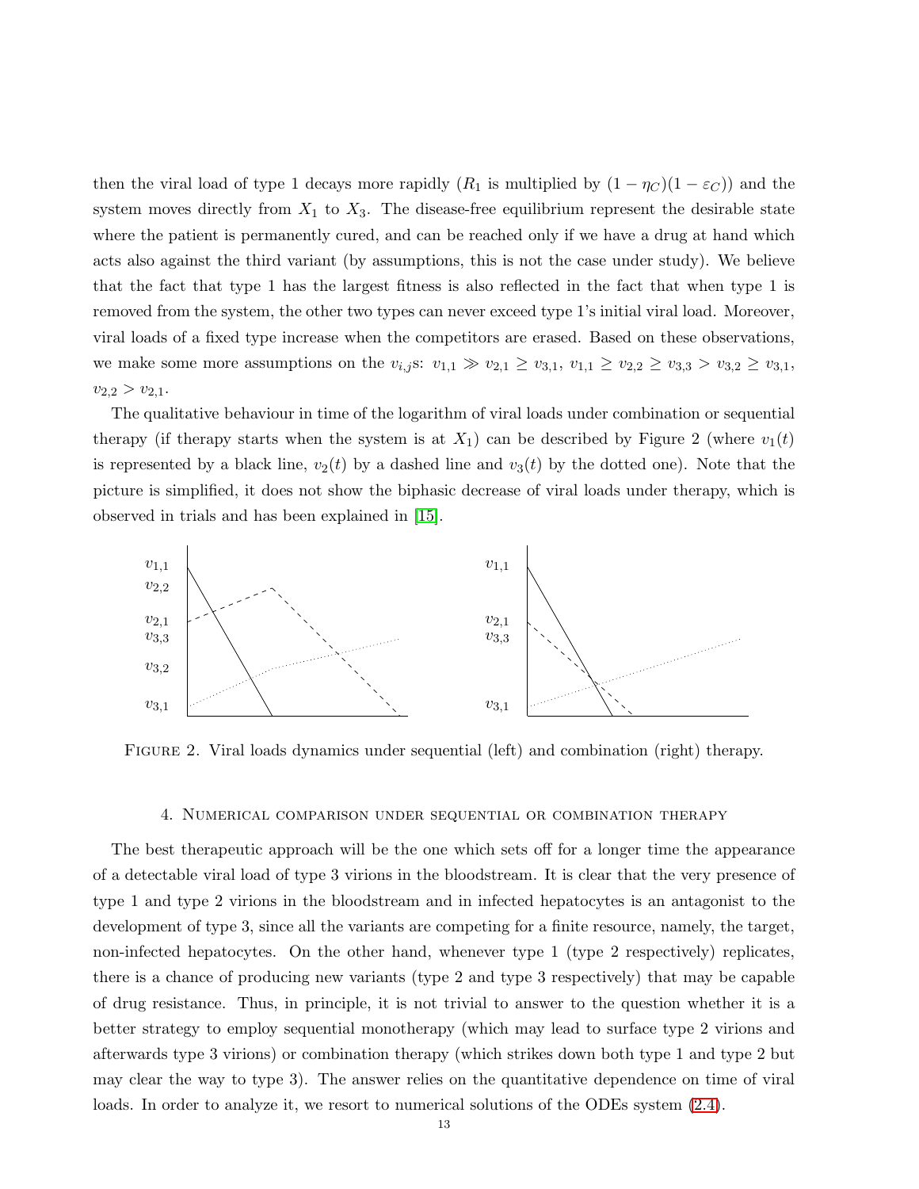then the viral load of type 1 decays more rapidly ($R_1$ is multiplied by $(1-\eta_C)(1-\varepsilon_C)$) and the system moves directly from $X_1$ to $X_3$. The disease-free equilibrium represent the desirable state where the patient is permanently cured, and can be reached only if we have a drug at hand which acts also against the third variant (by assumptions, this is not the case under study). We believe that the fact that type 1 has the largest fitness is also reflected in the fact that when type 1 is removed from the system, the other two types can never exceed type 1's initial viral load. Moreover, viral loads of a fixed type increase when the competitors are erased. Based on these observations, we make some more assumptions on the $v_{i,j}$s: $v_{1,1} \gg v_{2,1} \geq v_{3,1}$, $v_{1,1} \geq v_{2,2} \geq v_{3,3} > v_{3,2} \geq v_{3,1}$, $v_{2,2} > v_{2,1}$.

The qualitative behaviour in time of the logarithm of viral loads under combination or sequential therapy (if therapy starts when the system is at $X_1$) can be described by Figure 2 (where $v_1(t)$ is represented by a black line, $v_2(t)$ by a dashed line and $v_3(t)$ by the dotted one). Note that the picture is simplified, it does not show the biphasic decrease of viral loads under therapy, which is observed in trials and has been explained in [15].

Figure 2. Viral loads dynamics under sequential (left) and combination (right) therapy.

## 4. Numerical comparison under sequential or combination therapy

The best therapeutic approach will be the one which sets off for a longer time the appearance of a detectable viral load of type 3 virions in the bloodstream. It is clear that the very presence of type 1 and type 2 virions in the bloodstream and in infected hepatocytes is an antagonist to the development of type 3, since all the variants are competing for a finite resource, namely, the target, non-infected hepatocytes. On the other hand, whenever type 1 (type 2 respectively) replicates, there is a chance of producing new variants (type 2 and type 3 respectively) that may be capable of drug resistance. Thus, in principle, it is not trivial to answer to the question whether it is a better strategy to employ sequential monotherapy (which may lead to surface type 2 virions and afterwards type 3 virions) or combination therapy (which strikes down both type 1 and type 2 but may clear the way to type 3). The answer relies on the quantitative dependence on time of viral loads. In order to analyze it, we resort to numerical solutions of the ODEs system (2.4).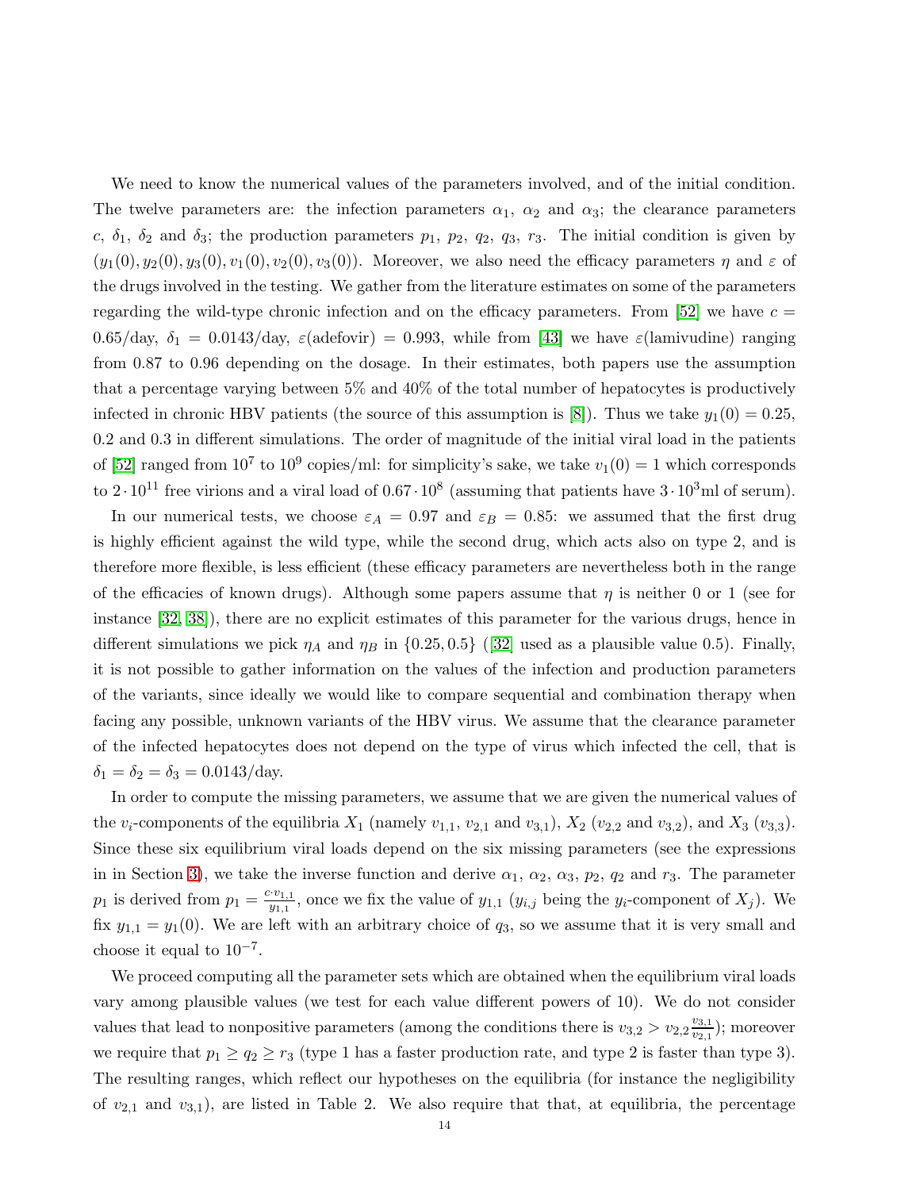We need to know the numerical values of the parameters involved, and of the initial condition. The twelve parameters are: the infection parameters $\alpha_1$, $\alpha_2$ and $\alpha_3$; the clearance parameters $c$, $\delta_1$, $\delta_2$ and $\delta_3$; the production parameters $p_1$, $p_2$, $q_2$, $q_3$, $r_3$. The initial condition is given by $(y_1(0), y_2(0), y_3(0), v_1(0), v_2(0), v_3(0))$. Moreover, we also need the efficacy parameters $\eta$ and $\varepsilon$ of the drugs involved in the testing. We gather from the literature estimates on some of the parameters regarding the wild-type chronic infection and on the efficacy parameters. From [52] we have $c = 0.65$/day, $\delta_1 = 0.0143$/day, $\varepsilon(\text{adefovir}) = 0.993$, while from [43] we have $\varepsilon(\text{lamivudine})$ ranging from 0.87 to 0.96 depending on the dosage. In their estimates, both papers use the assumption that a percentage varying between 5% and 40% of the total number of hepatocytes is productively infected in chronic HBV patients (the source of this assumption is [8]). Thus we take $y_1(0) = 0.25$, 0.2 and 0.3 in different simulations. The order of magnitude of the initial viral load in the patients of [52] ranged from $10^7$ to $10^9$ copies/ml: for simplicity's sake, we take $v_1(0) = 1$ which corresponds to $2 \cdot 10^{11}$ free virions and a viral load of $0.67 \cdot 10^8$ (assuming that patients have $3 \cdot 10^3$ml of serum).

In our numerical tests, we choose $\varepsilon_A = 0.97$ and $\varepsilon_B = 0.85$: we assumed that the first drug is highly efficient against the wild type, while the second drug, which acts also on type 2, and is therefore more flexible, is less efficient (these efficacy parameters are nevertheless both in the range of the efficacies of known drugs). Although some papers assume that $\eta$ is neither 0 or 1 (see for instance [32, 38]), there are no explicit estimates of this parameter for the various drugs, hence in different simulations we pick $\eta_A$ and $\eta_B$ in $\{0.25, 0.5\}$ ([32] used as a plausible value 0.5). Finally, it is not possible to gather information on the values of the infection and production parameters of the variants, since ideally we would like to compare sequential and combination therapy when facing any possible, unknown variants of the HBV virus. We assume that the clearance parameter of the infected hepatocytes does not depend on the type of virus which infected the cell, that is $\delta_1 = \delta_2 = \delta_3 = 0.0143$/day.

In order to compute the missing parameters, we assume that we are given the numerical values of the $v_i$-components of the equilibria $X_1$ (namely $v_{1,1}$, $v_{2,1}$ and $v_{3,1}$), $X_2$ ($v_{2,2}$ and $v_{3,2}$), and $X_3$ ($v_{3,3}$). Since these six equilibrium viral loads depend on the six missing parameters (see the expressions in in Section 3), we take the inverse function and derive $\alpha_1$, $\alpha_2$, $\alpha_3$, $p_2$, $q_2$ and $r_3$. The parameter $p_1$ is derived from $p_1 = \frac{c \cdot v_{1,1}}{y_{1,1}}$, once we fix the value of $y_{1,1}$ ($y_{i,j}$ being the $y_i$-component of $X_j$). We fix $y_{1,1} = y_1(0)$. We are left with an arbitrary choice of $q_3$, so we assume that it is very small and choose it equal to $10^{-7}$.

We proceed computing all the parameter sets which are obtained when the equilibrium viral loads vary among plausible values (we test for each value different powers of 10). We do not consider values that lead to nonpositive parameters (among the conditions there is $v_{3,2} > v_{2,2}\frac{v_{3,1}}{v_{2,1}}$); moreover we require that $p_1 \geq q_2 \geq r_3$ (type 1 has a faster production rate, and type 2 is faster than type 3). The resulting ranges, which reflect our hypotheses on the equilibria (for instance the negligibility of $v_{2,1}$ and $v_{3,1}$), are listed in Table 2. We also require that that, at equilibria, the percentage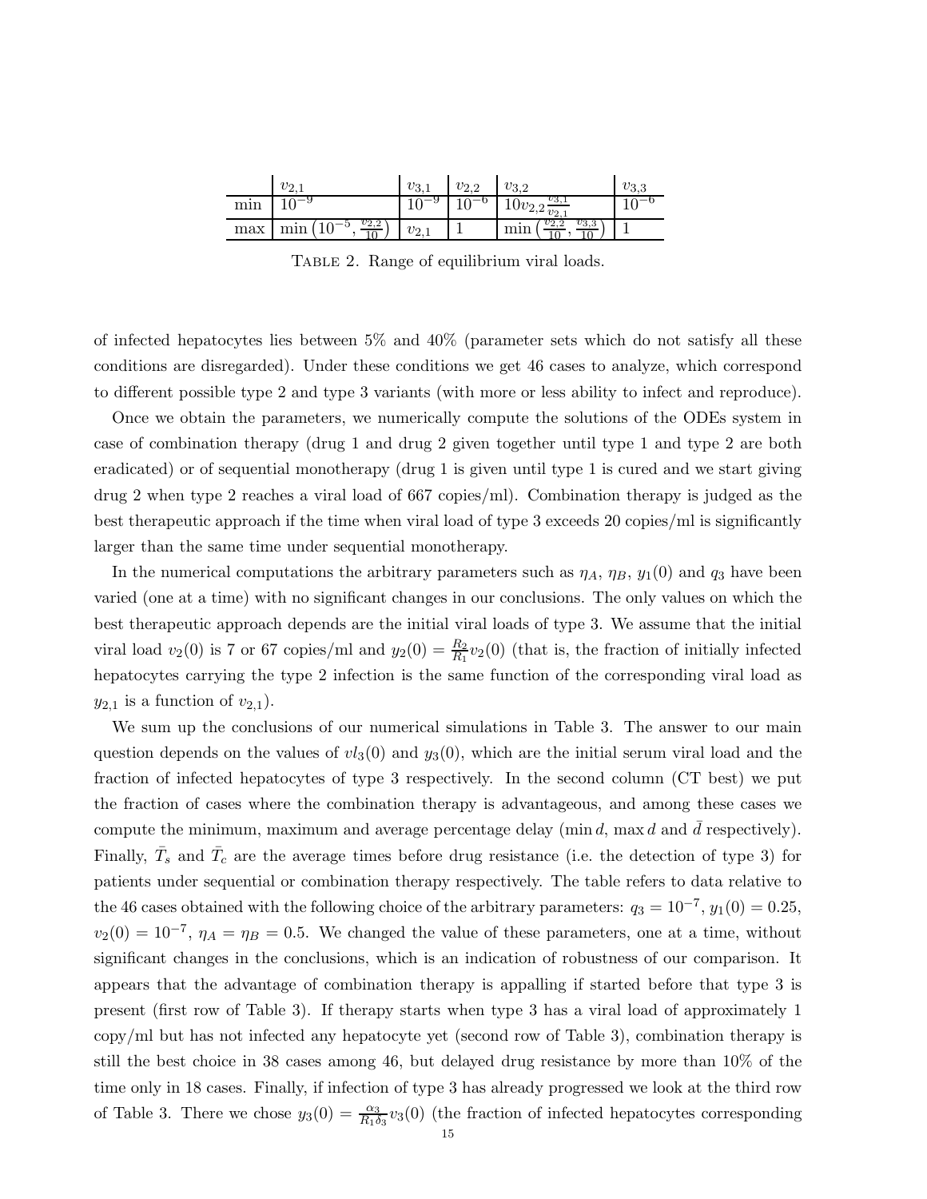|  | $v_{2,1}$ | $v_{3,1}$ | $v_{2,2}$ | $v_{3,2}$ | $v_{3,3}$ |
|---|---|---|---|---|---|
| min | $10^{-9}$ | $10^{-9}$ | $10^{-6}$ | $10 v_{2,2} \frac{v_{3,1}}{v_{2,1}}$ | $10^{-6}$ |
| max | $\min\left(10^{-5}, \frac{v_{2,2}}{10}\right)$ | $v_{2,1}$ | 1 | $\min\left(\frac{v_{2,2}}{10}, \frac{v_{3,3}}{10}\right)$ | 1 |

Table 2. Range of equilibrium viral loads.

of infected hepatocytes lies between 5% and 40% (parameter sets which do not satisfy all these conditions are disregarded). Under these conditions we get 46 cases to analyze, which correspond to different possible type 2 and type 3 variants (with more or less ability to infect and reproduce).

Once we obtain the parameters, we numerically compute the solutions of the ODEs system in case of combination therapy (drug 1 and drug 2 given together until type 1 and type 2 are both eradicated) or of sequential monotherapy (drug 1 is given until type 1 is cured and we start giving drug 2 when type 2 reaches a viral load of 667 copies/ml). Combination therapy is judged as the best therapeutic approach if the time when viral load of type 3 exceeds 20 copies/ml is significantly larger than the same time under sequential monotherapy.

In the numerical computations the arbitrary parameters such as $\eta_A$, $\eta_B$, $y_1(0)$ and $q_3$ have been varied (one at a time) with no significant changes in our conclusions. The only values on which the best therapeutic approach depends are the initial viral loads of type 3. We assume that the initial viral load $v_2(0)$ is 7 or 67 copies/ml and $y_2(0) = \frac{R_2}{R_1} v_2(0)$ (that is, the fraction of initially infected hepatocytes carrying the type 2 infection is the same function of the corresponding viral load as $y_{2,1}$ is a function of $v_{2,1}$).

We sum up the conclusions of our numerical simulations in Table 3. The answer to our main question depends on the values of $vl_3(0)$ and $y_3(0)$, which are the initial serum viral load and the fraction of infected hepatocytes of type 3 respectively. In the second column (CT best) we put the fraction of cases where the combination therapy is advantageous, and among these cases we compute the minimum, maximum and average percentage delay ($\min d$, $\max d$ and $\bar{d}$ respectively). Finally, $\bar{T}_s$ and $\bar{T}_c$ are the average times before drug resistance (i.e. the detection of type 3) for patients under sequential or combination therapy respectively. The table refers to data relative to the 46 cases obtained with the following choice of the arbitrary parameters: $q_3 = 10^{-7}$, $y_1(0) = 0.25$, $v_2(0) = 10^{-7}$, $\eta_A = \eta_B = 0.5$. We changed the value of these parameters, one at a time, without significant changes in the conclusions, which is an indication of robustness of our comparison. It appears that the advantage of combination therapy is appalling if started before that type 3 is present (first row of Table 3). If therapy starts when type 3 has a viral load of approximately 1 copy/ml but has not infected any hepatocyte yet (second row of Table 3), combination therapy is still the best choice in 38 cases among 46, but delayed drug resistance by more than 10% of the time only in 18 cases. Finally, if infection of type 3 has already progressed we look at the third row of Table 3. There we chose $y_3(0) = \frac{\alpha_3}{R_1 \delta_3} v_3(0)$ (the fraction of infected hepatocytes corresponding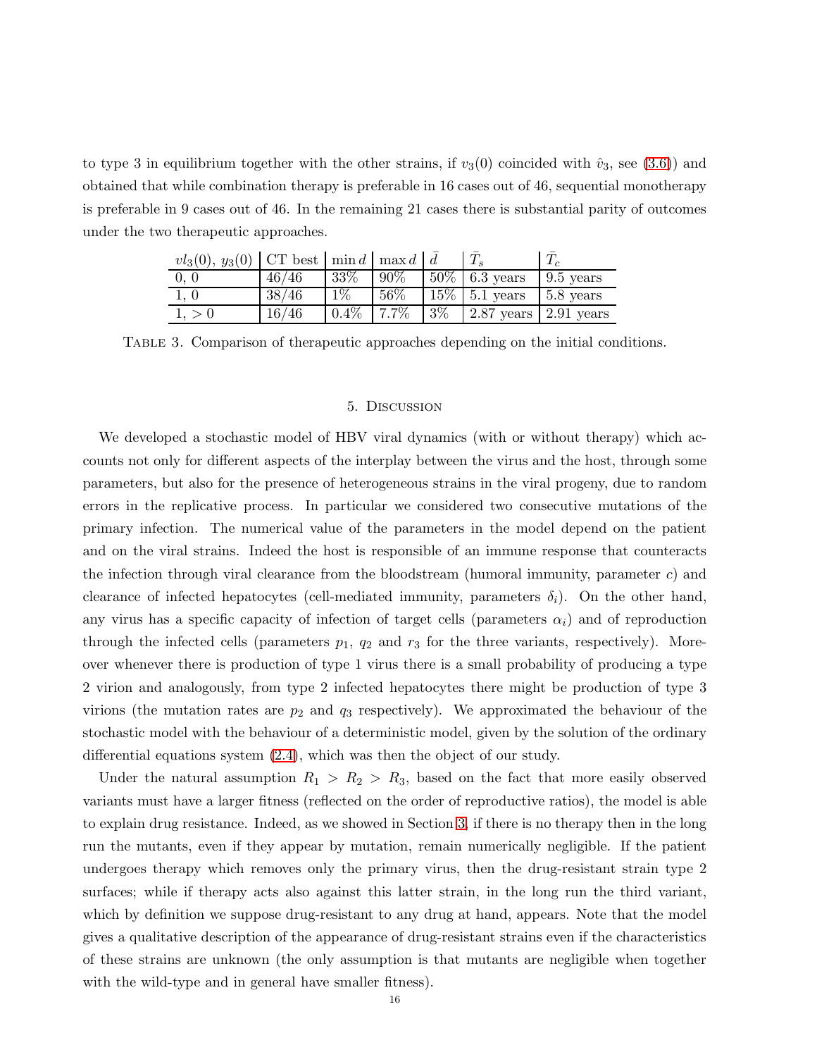to type 3 in equilibrium together with the other strains, if $v_3(0)$ coincided with $\hat{v}_3$, see (3.6)) and obtained that while combination therapy is preferable in 16 cases out of 46, sequential monotherapy is preferable in 9 cases out of 46. In the remaining 21 cases there is substantial parity of outcomes under the two therapeutic approaches.

| $vl_3(0)$, $y_3(0)$ | CT best | $\min d$ | $\max d$ | $\bar{d}$ | $\bar{T}_s$ | $\bar{T}_c$ |
|---|---|---|---|---|---|---|
| 0, 0 | 46/46 | 33% | 90% | 50% | 6.3 years | 9.5 years |
| 1, 0 | 38/46 | 1% | 56% | 15% | 5.1 years | 5.8 years |
| 1, > 0 | 16/46 | 0.4% | 7.7% | 3% | 2.87 years | 2.91 years |

Table 3. Comparison of therapeutic approaches depending on the initial conditions.

## 5. Discussion

We developed a stochastic model of HBV viral dynamics (with or without therapy) which accounts not only for different aspects of the interplay between the virus and the host, through some parameters, but also for the presence of heterogeneous strains in the viral progeny, due to random errors in the replicative process. In particular we considered two consecutive mutations of the primary infection. The numerical value of the parameters in the model depend on the patient and on the viral strains. Indeed the host is responsible of an immune response that counteracts the infection through viral clearance from the bloodstream (humoral immunity, parameter $c$) and clearance of infected hepatocytes (cell-mediated immunity, parameters $\delta_i$). On the other hand, any virus has a specific capacity of infection of target cells (parameters $\alpha_i$) and of reproduction through the infected cells (parameters $p_1$, $q_2$ and $r_3$ for the three variants, respectively). Moreover whenever there is production of type 1 virus there is a small probability of producing a type 2 virion and analogously, from type 2 infected hepatocytes there might be production of type 3 virions (the mutation rates are $p_2$ and $q_3$ respectively). We approximated the behaviour of the stochastic model with the behaviour of a deterministic model, given by the solution of the ordinary differential equations system (2.4), which was then the object of our study.

Under the natural assumption $R_1 > R_2 > R_3$, based on the fact that more easily observed variants must have a larger fitness (reflected on the order of reproductive ratios), the model is able to explain drug resistance. Indeed, as we showed in Section 3, if there is no therapy then in the long run the mutants, even if they appear by mutation, remain numerically negligible. If the patient undergoes therapy which removes only the primary virus, then the drug-resistant strain type 2 surfaces; while if therapy acts also against this latter strain, in the long run the third variant, which by definition we suppose drug-resistant to any drug at hand, appears. Note that the model gives a qualitative description of the appearance of drug-resistant strains even if the characteristics of these strains are unknown (the only assumption is that mutants are negligible when together with the wild-type and in general have smaller fitness).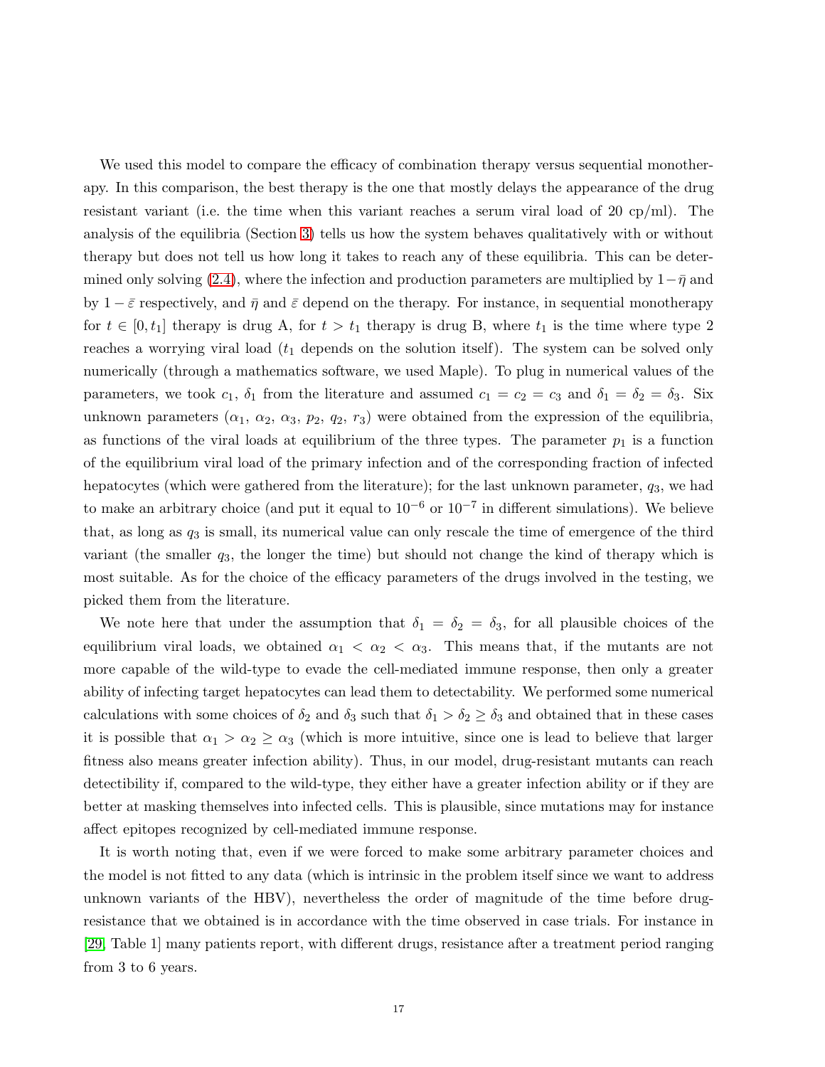We used this model to compare the efficacy of combination therapy versus sequential monotherapy. In this comparison, the best therapy is the one that mostly delays the appearance of the drug resistant variant (i.e. the time when this variant reaches a serum viral load of 20 cp/ml). The analysis of the equilibria (Section 3) tells us how the system behaves qualitatively with or without therapy but does not tell us how long it takes to reach any of these equilibria. This can be determined only solving (2.4), where the infection and production parameters are multiplied by $1-\bar{\eta}$ and by $1-\bar{\varepsilon}$ respectively, and $\bar{\eta}$ and $\bar{\varepsilon}$ depend on the therapy. For instance, in sequential monotherapy for $t \in [0, t_1]$ therapy is drug A, for $t > t_1$ therapy is drug B, where $t_1$ is the time where type 2 reaches a worrying viral load ($t_1$ depends on the solution itself). The system can be solved only numerically (through a mathematics software, we used Maple). To plug in numerical values of the parameters, we took $c_1$, $\delta_1$ from the literature and assumed $c_1 = c_2 = c_3$ and $\delta_1 = \delta_2 = \delta_3$. Six unknown parameters ($\alpha_1$, $\alpha_2$, $\alpha_3$, $p_2$, $q_2$, $r_3$) were obtained from the expression of the equilibria, as functions of the viral loads at equilibrium of the three types. The parameter $p_1$ is a function of the equilibrium viral load of the primary infection and of the corresponding fraction of infected hepatocytes (which were gathered from the literature); for the last unknown parameter, $q_3$, we had to make an arbitrary choice (and put it equal to $10^{-6}$ or $10^{-7}$ in different simulations). We believe that, as long as $q_3$ is small, its numerical value can only rescale the time of emergence of the third variant (the smaller $q_3$, the longer the time) but should not change the kind of therapy which is most suitable. As for the choice of the efficacy parameters of the drugs involved in the testing, we picked them from the literature.

We note here that under the assumption that $\delta_1 = \delta_2 = \delta_3$, for all plausible choices of the equilibrium viral loads, we obtained $\alpha_1 < \alpha_2 < \alpha_3$. This means that, if the mutants are not more capable of the wild-type to evade the cell-mediated immune response, then only a greater ability of infecting target hepatocytes can lead them to detectability. We performed some numerical calculations with some choices of $\delta_2$ and $\delta_3$ such that $\delta_1 > \delta_2 \geq \delta_3$ and obtained that in these cases it is possible that $\alpha_1 > \alpha_2 \geq \alpha_3$ (which is more intuitive, since one is lead to believe that larger fitness also means greater infection ability). Thus, in our model, drug-resistant mutants can reach detectibility if, compared to the wild-type, they either have a greater infection ability or if they are better at masking themselves into infected cells. This is plausible, since mutations may for instance affect epitopes recognized by cell-mediated immune response.

It is worth noting that, even if we were forced to make some arbitrary parameter choices and the model is not fitted to any data (which is intrinsic in the problem itself since we want to address unknown variants of the HBV), nevertheless the order of magnitude of the time before drug-resistance that we obtained is in accordance with the time observed in case trials. For instance in [29, Table 1] many patients report, with different drugs, resistance after a treatment period ranging from 3 to 6 years.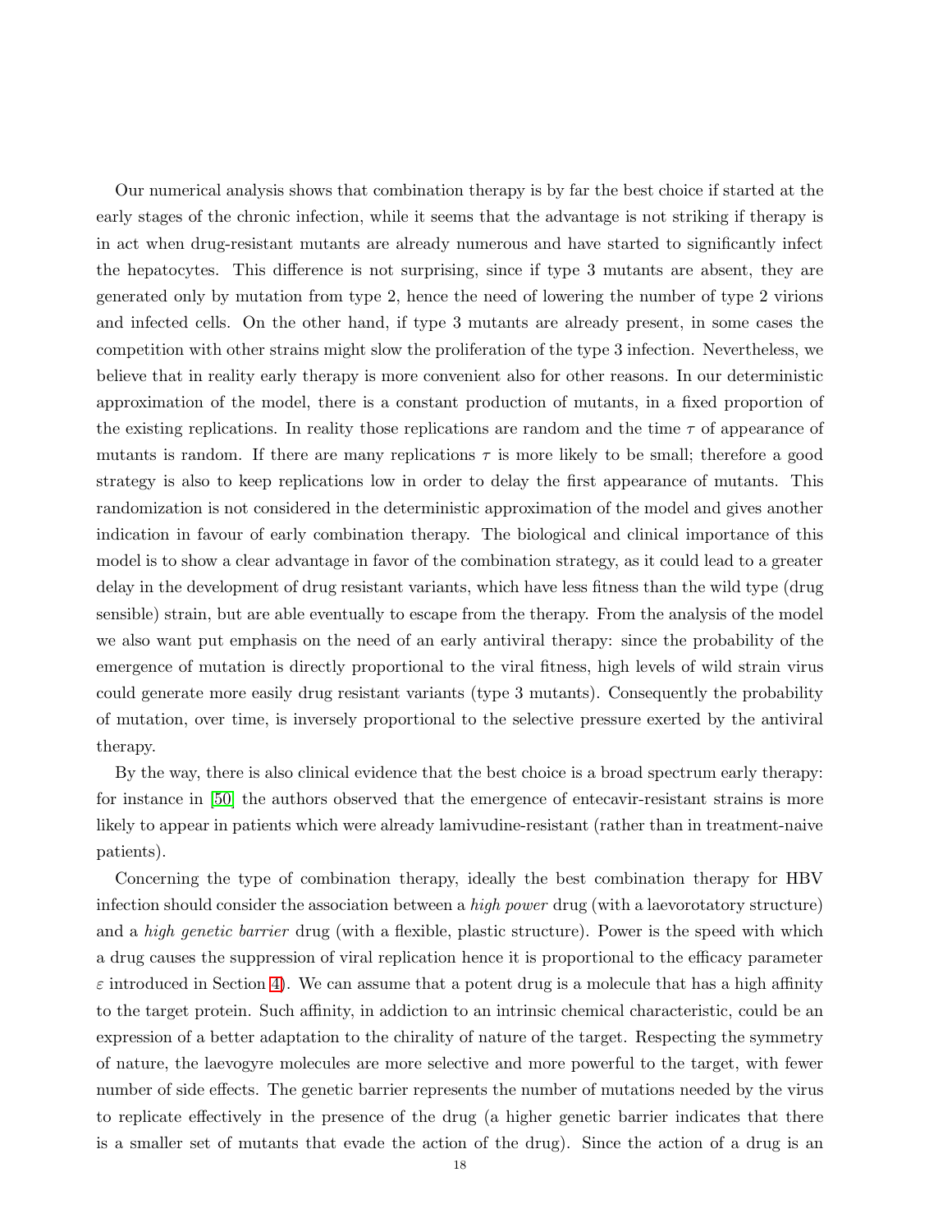Our numerical analysis shows that combination therapy is by far the best choice if started at the early stages of the chronic infection, while it seems that the advantage is not striking if therapy is in act when drug-resistant mutants are already numerous and have started to significantly infect the hepatocytes. This difference is not surprising, since if type 3 mutants are absent, they are generated only by mutation from type 2, hence the need of lowering the number of type 2 virions and infected cells. On the other hand, if type 3 mutants are already present, in some cases the competition with other strains might slow the proliferation of the type 3 infection. Nevertheless, we believe that in reality early therapy is more convenient also for other reasons. In our deterministic approximation of the model, there is a constant production of mutants, in a fixed proportion of the existing replications. In reality those replications are random and the time $\tau$ of appearance of mutants is random. If there are many replications $\tau$ is more likely to be small; therefore a good strategy is also to keep replications low in order to delay the first appearance of mutants. This randomization is not considered in the deterministic approximation of the model and gives another indication in favour of early combination therapy. The biological and clinical importance of this model is to show a clear advantage in favor of the combination strategy, as it could lead to a greater delay in the development of drug resistant variants, which have less fitness than the wild type (drug sensible) strain, but are able eventually to escape from the therapy. From the analysis of the model we also want put emphasis on the need of an early antiviral therapy: since the probability of the emergence of mutation is directly proportional to the viral fitness, high levels of wild strain virus could generate more easily drug resistant variants (type 3 mutants). Consequently the probability of mutation, over time, is inversely proportional to the selective pressure exerted by the antiviral therapy.

By the way, there is also clinical evidence that the best choice is a broad spectrum early therapy: for instance in [50] the authors observed that the emergence of entecavir-resistant strains is more likely to appear in patients which were already lamivudine-resistant (rather than in treatment-naive patients).

Concerning the type of combination therapy, ideally the best combination therapy for HBV infection should consider the association between a *high power* drug (with a laevorotatory structure) and a *high genetic barrier* drug (with a flexible, plastic structure). Power is the speed with which a drug causes the suppression of viral replication hence it is proportional to the efficacy parameter $\varepsilon$ introduced in Section 4). We can assume that a potent drug is a molecule that has a high affinity to the target protein. Such affinity, in addiction to an intrinsic chemical characteristic, could be an expression of a better adaptation to the chirality of nature of the target. Respecting the symmetry of nature, the laevogyre molecules are more selective and more powerful to the target, with fewer number of side effects. The genetic barrier represents the number of mutations needed by the virus to replicate effectively in the presence of the drug (a higher genetic barrier indicates that there is a smaller set of mutants that evade the action of the drug). Since the action of a drug is an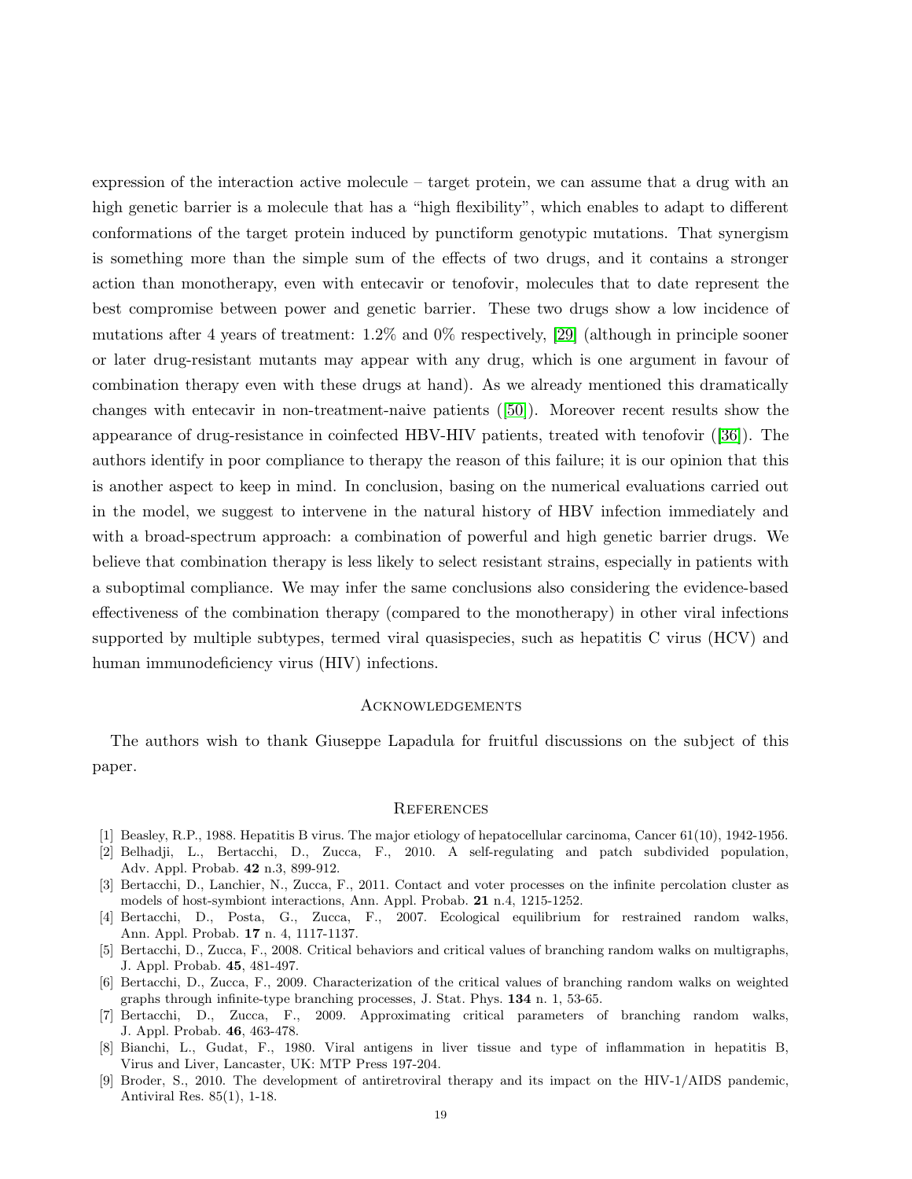expression of the interaction active molecule – target protein, we can assume that a drug with an high genetic barrier is a molecule that has a "high flexibility", which enables to adapt to different conformations of the target protein induced by punctiform genotypic mutations. That synergism is something more than the simple sum of the effects of two drugs, and it contains a stronger action than monotherapy, even with entecavir or tenofovir, molecules that to date represent the best compromise between power and genetic barrier. These two drugs show a low incidence of mutations after 4 years of treatment: 1.2% and 0% respectively, [29] (although in principle sooner or later drug-resistant mutants may appear with any drug, which is one argument in favour of combination therapy even with these drugs at hand). As we already mentioned this dramatically changes with entecavir in non-treatment-naive patients ([50]). Moreover recent results show the appearance of drug-resistance in coinfected HBV-HIV patients, treated with tenofovir ([36]). The authors identify in poor compliance to therapy the reason of this failure; it is our opinion that this is another aspect to keep in mind. In conclusion, basing on the numerical evaluations carried out in the model, we suggest to intervene in the natural history of HBV infection immediately and with a broad-spectrum approach: a combination of powerful and high genetic barrier drugs. We believe that combination therapy is less likely to select resistant strains, especially in patients with a suboptimal compliance. We may infer the same conclusions also considering the evidence-based effectiveness of the combination therapy (compared to the monotherapy) in other viral infections supported by multiple subtypes, termed viral quasispecies, such as hepatitis C virus (HCV) and human immunodeficiency virus (HIV) infections.

## Acknowledgements

The authors wish to thank Giuseppe Lapadula for fruitful discussions on the subject of this paper.

## References

[1] Beasley, R.P., 1988. Hepatitis B virus. The major etiology of hepatocellular carcinoma, Cancer 61(10), 1942-1956.

[2] Belhadji, L., Bertacchi, D., Zucca, F., 2010. A self-regulating and patch subdivided population, Adv. Appl. Probab. **42** n.3, 899-912.

[3] Bertacchi, D., Lanchier, N., Zucca, F., 2011. Contact and voter processes on the infinite percolation cluster as models of host-symbiont interactions, Ann. Appl. Probab. **21** n.4, 1215-1252.

[4] Bertacchi, D., Posta, G., Zucca, F., 2007. Ecological equilibrium for restrained random walks, Ann. Appl. Probab. **17** n. 4, 1117-1137.

[5] Bertacchi, D., Zucca, F., 2008. Critical behaviors and critical values of branching random walks on multigraphs, J. Appl. Probab. **45**, 481-497.

[6] Bertacchi, D., Zucca, F., 2009. Characterization of the critical values of branching random walks on weighted graphs through infinite-type branching processes, J. Stat. Phys. **134** n. 1, 53-65.

[7] Bertacchi, D., Zucca, F., 2009. Approximating critical parameters of branching random walks, J. Appl. Probab. **46**, 463-478.

[8] Bianchi, L., Gudat, F., 1980. Viral antigens in liver tissue and type of inflammation in hepatitis B, Virus and Liver, Lancaster, UK: MTP Press 197-204.

[9] Broder, S., 2010. The development of antiretroviral therapy and its impact on the HIV-1/AIDS pandemic, Antiviral Res. 85(1), 1-18.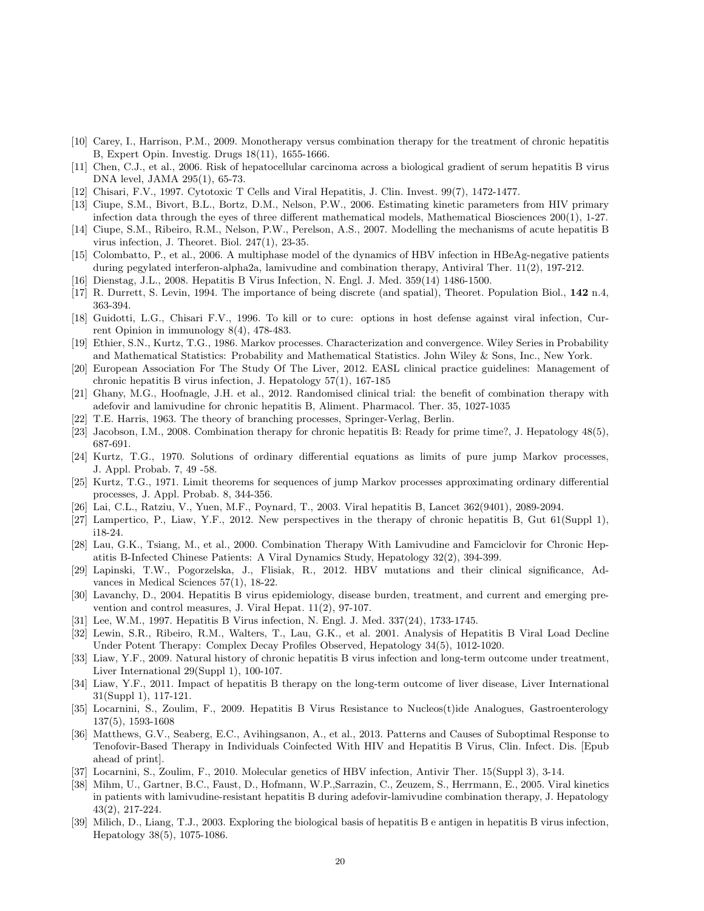[10] Carey, I., Harrison, P.M., 2009. Monotherapy versus combination therapy for the treatment of chronic hepatitis B, Expert Opin. Investig. Drugs 18(11), 1655-1666.

[11] Chen, C.J., et al., 2006. Risk of hepatocellular carcinoma across a biological gradient of serum hepatitis B virus DNA level, JAMA 295(1), 65-73.

[12] Chisari, F.V., 1997. Cytotoxic T Cells and Viral Hepatitis, J. Clin. Invest. 99(7), 1472-1477.

[13] Ciupe, S.M., Bivort, B.L., Bortz, D.M., Nelson, P.W., 2006. Estimating kinetic parameters from HIV primary infection data through the eyes of three different mathematical models, Mathematical Biosciences 200(1), 1-27.

[14] Ciupe, S.M., Ribeiro, R.M., Nelson, P.W., Perelson, A.S., 2007. Modelling the mechanisms of acute hepatitis B virus infection, J. Theoret. Biol. 247(1), 23-35.

[15] Colombatto, P., et al., 2006. A multiphase model of the dynamics of HBV infection in HBeAg-negative patients during pegylated interferon-alpha2a, lamivudine and combination therapy, Antiviral Ther. 11(2), 197-212.

[16] Dienstag, J.L., 2008. Hepatitis B Virus Infection, N. Engl. J. Med. 359(14) 1486-1500.

[17] R. Durrett, S. Levin, 1994. The importance of being discrete (and spatial), Theoret. Population Biol., **142** n.4, 363-394.

[18] Guidotti, L.G., Chisari F.V., 1996. To kill or to cure: options in host defense against viral infection, Current Opinion in immunology 8(4), 478-483.

[19] Ethier, S.N., Kurtz, T.G., 1986. Markov processes. Characterization and convergence. Wiley Series in Probability and Mathematical Statistics: Probability and Mathematical Statistics. John Wiley & Sons, Inc., New York.

[20] European Association For The Study Of The Liver, 2012. EASL clinical practice guidelines: Management of chronic hepatitis B virus infection, J. Hepatology 57(1), 167-185

[21] Ghany, M.G., Hoofnagle, J.H. et al., 2012. Randomised clinical trial: the benefit of combination therapy with adefovir and lamivudine for chronic hepatitis B, Aliment. Pharmacol. Ther. 35, 1027-1035

[22] T.E. Harris, 1963. The theory of branching processes, Springer-Verlag, Berlin.

[23] Jacobson, I.M., 2008. Combination therapy for chronic hepatitis B: Ready for prime time?, J. Hepatology 48(5), 687-691.

[24] Kurtz, T.G., 1970. Solutions of ordinary differential equations as limits of pure jump Markov processes, J. Appl. Probab. 7, 49 -58.

[25] Kurtz, T.G., 1971. Limit theorems for sequences of jump Markov processes approximating ordinary differential processes, J. Appl. Probab. 8, 344-356.

[26] Lai, C.L., Ratziu, V., Yuen, M.F., Poynard, T., 2003. Viral hepatitis B, Lancet 362(9401), 2089-2094.

[27] Lampertico, P., Liaw, Y.F., 2012. New perspectives in the therapy of chronic hepatitis B, Gut 61(Suppl 1), i18-24.

[28] Lau, G.K., Tsiang, M., et al., 2000. Combination Therapy With Lamivudine and Famciclovir for Chronic Hepatitis B-Infected Chinese Patients: A Viral Dynamics Study, Hepatology 32(2), 394-399.

[29] Lapinski, T.W., Pogorzelska, J., Flisiak, R., 2012. HBV mutations and their clinical significance, Advances in Medical Sciences 57(1), 18-22.

[30] Lavanchy, D., 2004. Hepatitis B virus epidemiology, disease burden, treatment, and current and emerging prevention and control measures, J. Viral Hepat. 11(2), 97-107.

[31] Lee, W.M., 1997. Hepatitis B Virus infection, N. Engl. J. Med. 337(24), 1733-1745.

[32] Lewin, S.R., Ribeiro, R.M., Walters, T., Lau, G.K., et al. 2001. Analysis of Hepatitis B Viral Load Decline Under Potent Therapy: Complex Decay Profiles Observed, Hepatology 34(5), 1012-1020.

[33] Liaw, Y.F., 2009. Natural history of chronic hepatitis B virus infection and long-term outcome under treatment, Liver International 29(Suppl 1), 100-107.

[34] Liaw, Y.F., 2011. Impact of hepatitis B therapy on the long-term outcome of liver disease, Liver International 31(Suppl 1), 117-121.

[35] Locarnini, S., Zoulim, F., 2009. Hepatitis B Virus Resistance to Nucleos(t)ide Analogues, Gastroenterology 137(5), 1593-1608

[36] Matthews, G.V., Seaberg, E.C., Avihingsanon, A., et al., 2013. Patterns and Causes of Suboptimal Response to Tenofovir-Based Therapy in Individuals Coinfected With HIV and Hepatitis B Virus, Clin. Infect. Dis. [Epub ahead of print].

[37] Locarnini, S., Zoulim, F., 2010. Molecular genetics of HBV infection, Antivir Ther. 15(Suppl 3), 3-14.

[38] Mihm, U., Gartner, B.C., Faust, D., Hofmann, W.P.,Sarrazin, C., Zeuzem, S., Herrmann, E., 2005. Viral kinetics in patients with lamivudine-resistant hepatitis B during adefovir-lamivudine combination therapy, J. Hepatology 43(2), 217-224.

[39] Milich, D., Liang, T.J., 2003. Exploring the biological basis of hepatitis B e antigen in hepatitis B virus infection, Hepatology 38(5), 1075-1086.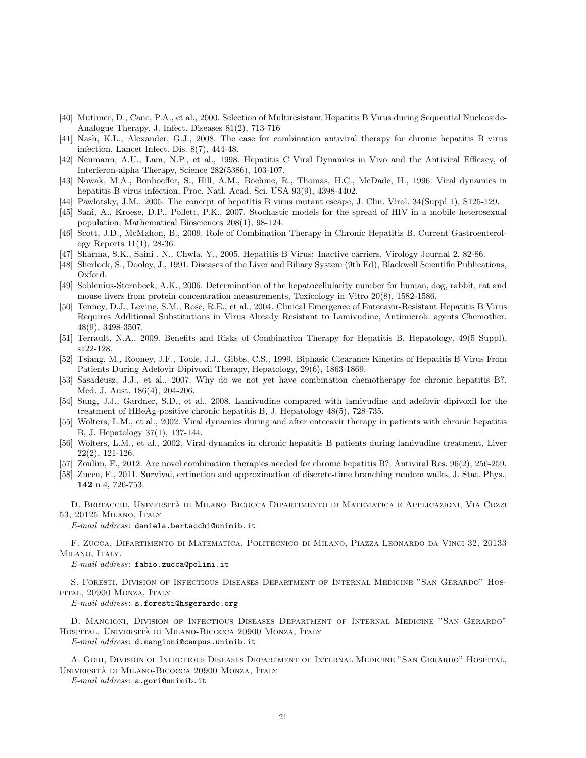[40] Mutimer, D., Cane, P.A., et al., 2000. Selection of Multiresistant Hepatitis B Virus during Sequential Nucleoside-Analogue Therapy, J. Infect. Diseases 81(2), 713-716

[41] Nash, K.L., Alexander, G.J., 2008. The case for combination antiviral therapy for chronic hepatitis B virus infection, Lancet Infect. Dis. 8(7), 444-48.

[42] Neumann, A.U., Lam, N.P., et al., 1998. Hepatitis C Viral Dynamics in Vivo and the Antiviral Efficacy, of Interferon-alpha Therapy, Science 282(5386), 103-107.

[43] Nowak, M.A., Bonhoeffer, S., Hill, A.M., Boehme, R., Thomas, H.C., McDade, H., 1996. Viral dynamics in hepatitis B virus infection, Proc. Natl. Acad. Sci. USA 93(9), 4398-4402.

[44] Pawlotsky, J.M., 2005. The concept of hepatitis B virus mutant escape, J. Clin. Virol. 34(Suppl 1), S125-129.

[45] Sani, A., Kroese, D.P., Pollett, P.K., 2007. Stochastic models for the spread of HIV in a mobile heterosexual population, Mathematical Biosciences 208(1), 98-124.

[46] Scott, J.D., McMahon, B., 2009. Role of Combination Therapy in Chronic Hepatitis B, Current Gastroenterology Reports 11(1), 28-36.

[47] Sharma, S.K., Saini , N., Chwla, Y., 2005. Hepatitis B Virus: Inactive carriers, Virology Journal 2, 82-86.

[48] Sherlock, S., Dooley, J., 1991. Diseases of the Liver and Biliary System (9th Ed), Blackwell Scientific Publications, Oxford.

[49] Sohlenius-Sternbeck, A.K., 2006. Determination of the hepatocellularity number for human, dog, rabbit, rat and mouse livers from protein concentration measurements, Toxicology in Vitro 20(8), 1582-1586.

[50] Tenney, D.J., Levine, S.M., Rose, R.E., et al., 2004. Clinical Emergence of Entecavir-Resistant Hepatitis B Virus Requires Additional Substitutions in Virus Already Resistant to Lamivudine, Antimicrob. agents Chemother. 48(9), 3498-3507.

[51] Terrault, N.A., 2009. Benefits and Risks of Combination Therapy for Hepatitis B, Hepatology, 49(5 Suppl), s122-128.

[52] Tsiang, M., Rooney, J.F., Toole, J.J., Gibbs, C.S., 1999. Biphasic Clearance Kinetics of Hepatitis B Virus From Patients During Adefovir Dipivoxil Therapy, Hepatology, 29(6), 1863-1869.

[53] Sasadeusz, J.J., et al., 2007. Why do we not yet have combination chemotherapy for chronic hepatitis B?, Med. J. Aust. 186(4), 204-206.

[54] Sung, J.J., Gardner, S.D., et al., 2008. Lamivudine compared with lamivudine and adefovir dipivoxil for the treatment of HBeAg-positive chronic hepatitis B, J. Hepatology 48(5), 728-735.

[55] Wolters, L.M., et al., 2002. Viral dynamics during and after entecavir therapy in patients with chronic hepatitis B, J. Hepatology 37(1), 137-144.

[56] Wolters, L.M., et al., 2002. Viral dynamics in chronic hepatitis B patients during lamivudine treatment, Liver 22(2), 121-126.

[57] Zoulim, F., 2012. Are novel combination therapies needed for chronic hepatitis B?, Antiviral Res. 96(2), 256-259.

[58] Zucca, F., 2011. Survival, extinction and approximation of discrete-time branching random walks, J. Stat. Phys., **142** n.4, 726-753.

D. Bertacchi, Università di Milano–Bicocca Dipartimento di Matematica e Applicazioni, Via Cozzi 53, 20125 Milano, Italy

*E-mail address*: daniela.bertacchi@unimib.it

F. Zucca, Dipartimento di Matematica, Politecnico di Milano, Piazza Leonardo da Vinci 32, 20133 Milano, Italy.

*E-mail address*: fabio.zucca@polimi.it

S. Foresti, Division of Infectious Diseases Department of Internal Medicine "San Gerardo" Hospital, 20900 Monza, Italy

*E-mail address*: s.foresti@hsgerardo.org

D. Mangioni, Division of Infectious Diseases Department of Internal Medicine "San Gerardo" Hospital, Università di Milano-Bicocca 20900 Monza, Italy

*E-mail address*: d.mangioni@campus.unimib.it

A. Gori, Division of Infectious Diseases Department of Internal Medicine "San Gerardo" Hospital, Università di Milano-Bicocca 20900 Monza, Italy

*E-mail address*: a.gori@unimib.it